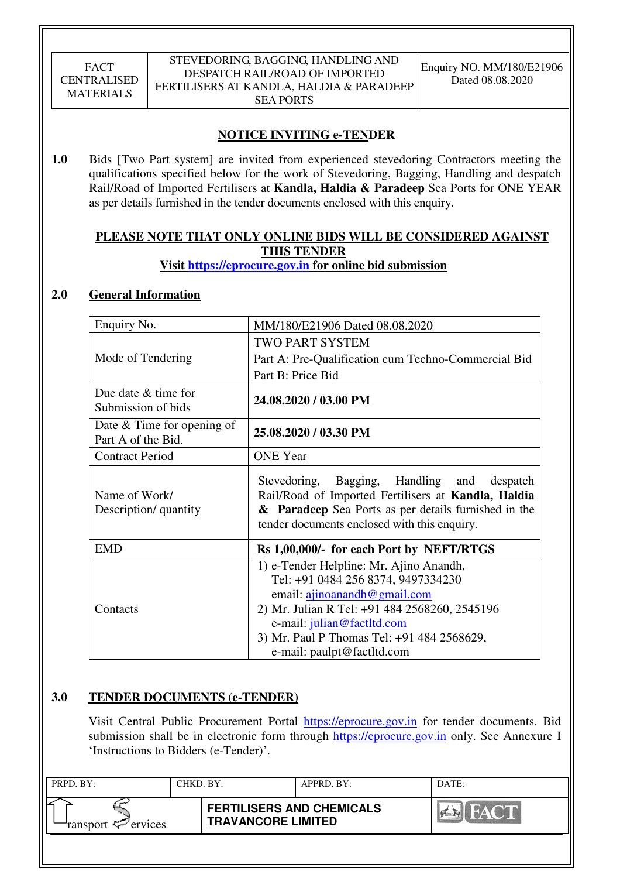## NOTICE INVITING e-TENDER

**1.0** Bids [Two Part system] are invited from experienced stevedoring Contractors meeting the qualifications specified below for the work of Stevedoring, Bagging, Handling and despatch Rail/Road of Imported Fertilisers at **Kandla, Haldia & Paradeep** Sea Ports for ONE YEAR as per details furnished in the tender documents enclosed with this enquiry.

**PLEASE NOTE THAT ONLY ONLINE BIDS WILL BE CONSIDERED AGAINST THIS TENDER**

**Visit https://eprocure.gov.in for online bid submission**

## 2.0 General Information

| | |
|---|---|
| Enquiry No. | MM/180/E21906 Dated 08.08.2020 |
| Mode of Tendering | TWO PART SYSTEM<br>Part A: Pre-Qualification cum Techno-Commercial Bid<br>Part B: Price Bid |
| Due date & time for Submission of bids | **24.08.2020 / 03.00 PM** |
| Date & Time for opening of Part A of the Bid. | **25.08.2020 / 03.30 PM** |
| Contract Period | ONE Year |
| Name of Work/ Description/ quantity | Stevedoring, Bagging, Handling and despatch Rail/Road of Imported Fertilisers at **Kandla, Haldia & Paradeep** Sea Ports as per details furnished in the tender documents enclosed with this enquiry. |
| EMD | **Rs 1,00,000/- for each Port by NEFT/RTGS** |
| Contacts | 1) e-Tender Helpline: Mr. Ajino Anandh, Tel: +91 0484 256 8374, 9497334230 email: ajinoanandh@gmail.com<br>2) Mr. Julian R Tel: +91 484 2568260, 2545196 e-mail: julian@factltd.com<br>3) Mr. Paul P Thomas Tel: +91 484 2568629, e-mail: paulpt@factltd.com |

## 3.0 TENDER DOCUMENTS (e-TENDER)

Visit Central Public Procurement Portal https://eprocure.gov.in for tender documents. Bid submission shall be in electronic form through https://eprocure.gov.in only. See Annexure I 'Instructions to Bidders (e-Tender)'.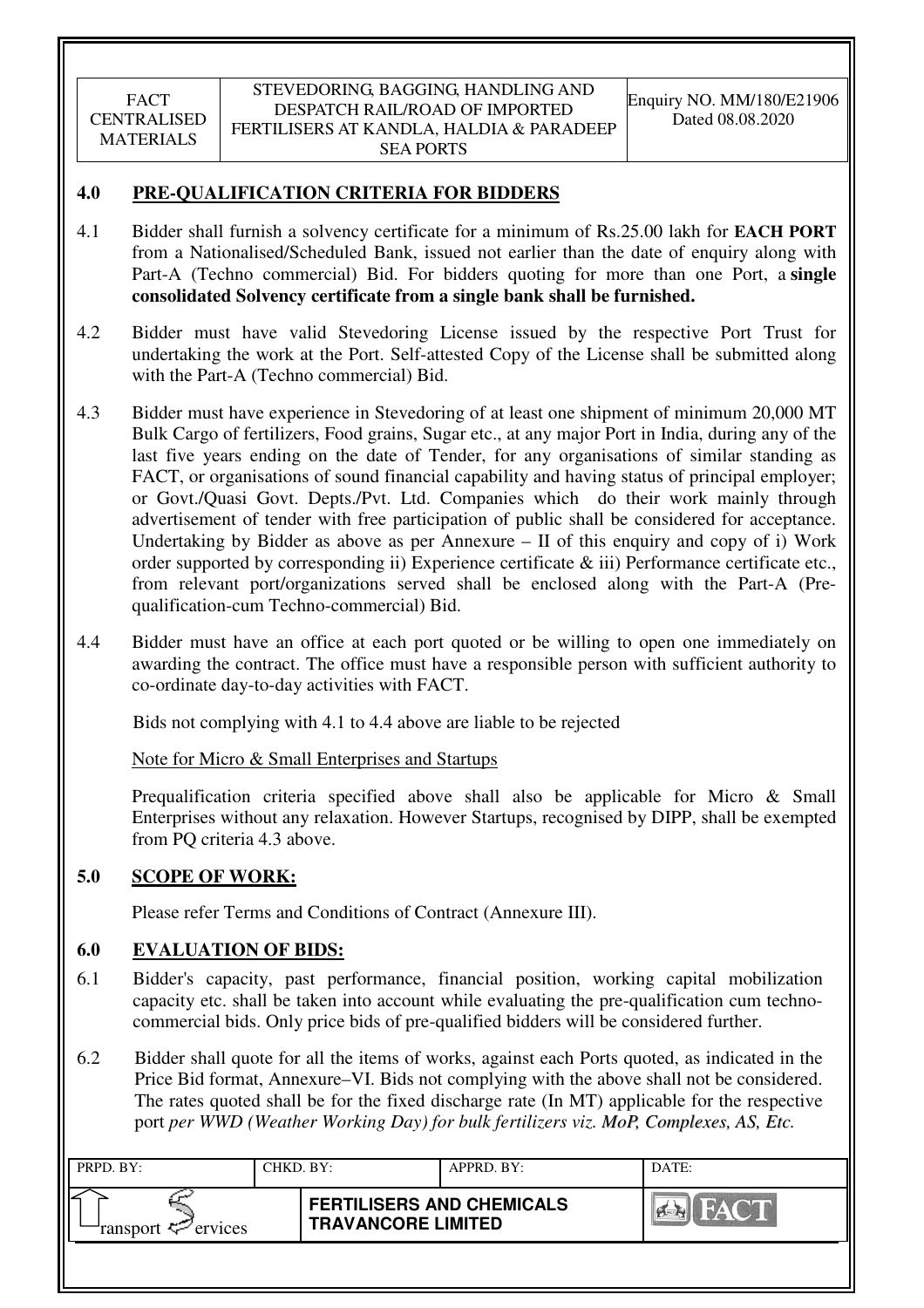## 4.0 PRE-QUALIFICATION CRITERIA FOR BIDDERS

4.1 Bidder shall furnish a solvency certificate for a minimum of Rs.25.00 lakh for **EACH PORT** from a Nationalised/Scheduled Bank, issued not earlier than the date of enquiry along with Part-A (Techno commercial) Bid. For bidders quoting for more than one Port, a **single consolidated Solvency certificate from a single bank shall be furnished.**

4.2 Bidder must have valid Stevedoring License issued by the respective Port Trust for undertaking the work at the Port. Self-attested Copy of the License shall be submitted along with the Part-A (Techno commercial) Bid.

4.3 Bidder must have experience in Stevedoring of at least one shipment of minimum 20,000 MT Bulk Cargo of fertilizers, Food grains, Sugar etc., at any major Port in India, during any of the last five years ending on the date of Tender, for any organisations of similar standing as FACT, or organisations of sound financial capability and having status of principal employer; or Govt./Quasi Govt. Depts./Pvt. Ltd. Companies which do their work mainly through advertisement of tender with free participation of public shall be considered for acceptance. Undertaking by Bidder as above as per Annexure – II of this enquiry and copy of i) Work order supported by corresponding ii) Experience certificate & iii) Performance certificate etc., from relevant port/organizations served shall be enclosed along with the Part-A (Pre-qualification-cum Techno-commercial) Bid.

4.4 Bidder must have an office at each port quoted or be willing to open one immediately on awarding the contract. The office must have a responsible person with sufficient authority to co-ordinate day-to-day activities with FACT.

Bids not complying with 4.1 to 4.4 above are liable to be rejected

Note for Micro & Small Enterprises and Startups

Prequalification criteria specified above shall also be applicable for Micro & Small Enterprises without any relaxation. However Startups, recognised by DIPP, shall be exempted from PQ criteria 4.3 above.

## 5.0 SCOPE OF WORK:

Please refer Terms and Conditions of Contract (Annexure III).

## 6.0 EVALUATION OF BIDS:

6.1 Bidder's capacity, past performance, financial position, working capital mobilization capacity etc. shall be taken into account while evaluating the pre-qualification cum techno-commercial bids. Only price bids of pre-qualified bidders will be considered further.

6.2 Bidder shall quote for all the items of works, against each Ports quoted, as indicated in the Price Bid format, Annexure–VI. Bids not complying with the above shall not be considered. The rates quoted shall be for the fixed discharge rate (In MT) applicable for the respective port *per WWD (Weather Working Day) for bulk fertilizers viz. MoP, Complexes, AS, Etc.*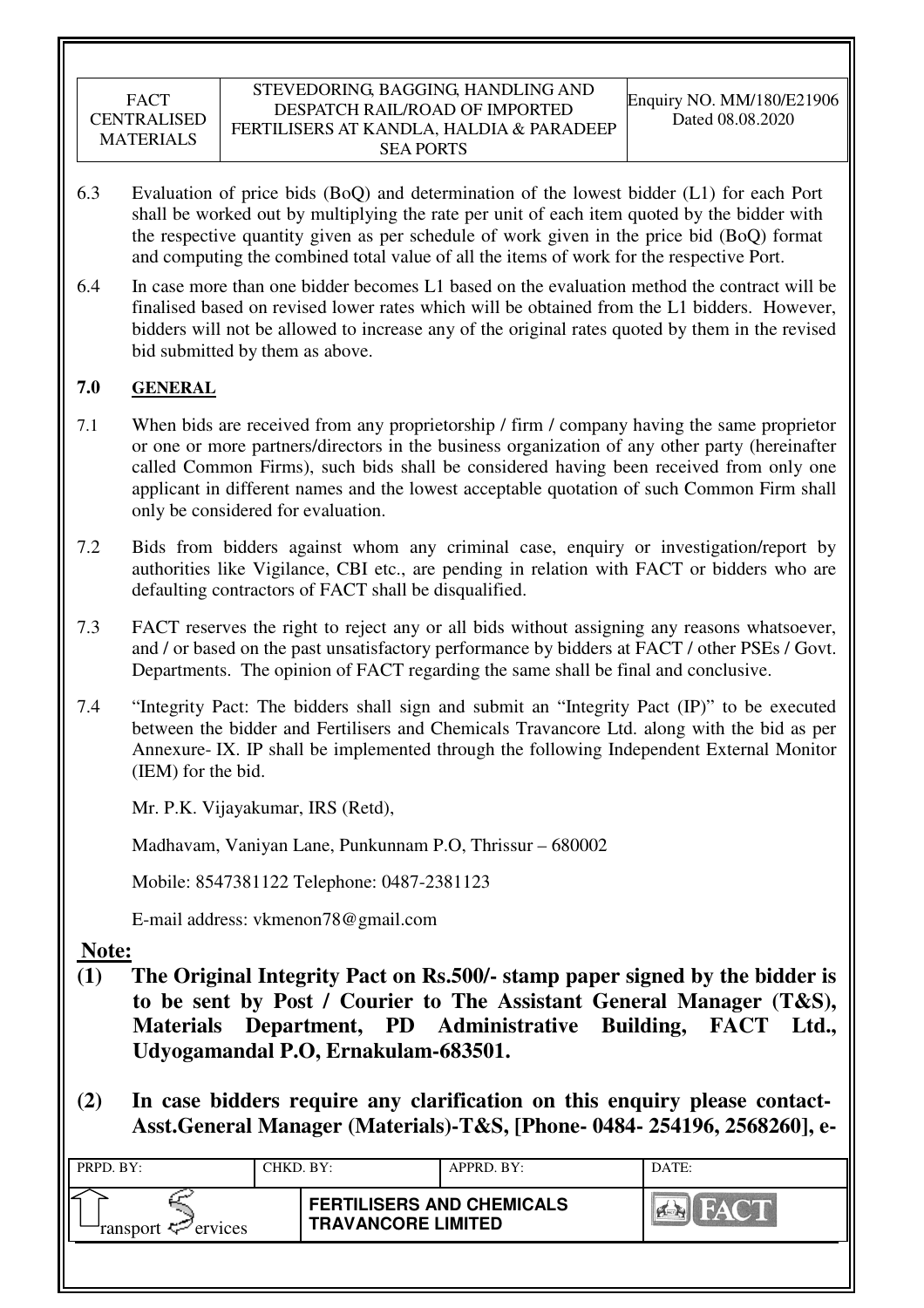6.3 Evaluation of price bids (BoQ) and determination of the lowest bidder (L1) for each Port shall be worked out by multiplying the rate per unit of each item quoted by the bidder with the respective quantity given as per schedule of work given in the price bid (BoQ) format and computing the combined total value of all the items of work for the respective Port.

6.4 In case more than one bidder becomes L1 based on the evaluation method the contract will be finalised based on revised lower rates which will be obtained from the L1 bidders. However, bidders will not be allowed to increase any of the original rates quoted by them in the revised bid submitted by them as above.

## 7.0 GENERAL

7.1 When bids are received from any proprietorship / firm / company having the same proprietor or one or more partners/directors in the business organization of any other party (hereinafter called Common Firms), such bids shall be considered having been received from only one applicant in different names and the lowest acceptable quotation of such Common Firm shall only be considered for evaluation.

7.2 Bids from bidders against whom any criminal case, enquiry or investigation/report by authorities like Vigilance, CBI etc., are pending in relation with FACT or bidders who are defaulting contractors of FACT shall be disqualified.

7.3 FACT reserves the right to reject any or all bids without assigning any reasons whatsoever, and / or based on the past unsatisfactory performance by bidders at FACT / other PSEs / Govt. Departments. The opinion of FACT regarding the same shall be final and conclusive.

7.4 "Integrity Pact: The bidders shall sign and submit an "Integrity Pact (IP)" to be executed between the bidder and Fertilisers and Chemicals Travancore Ltd. along with the bid as per Annexure- IX. IP shall be implemented through the following Independent External Monitor (IEM) for the bid.

Mr. P.K. Vijayakumar, IRS (Retd),

Madhavam, Vaniyan Lane, Punkunnam P.O, Thrissur – 680002

Mobile: 8547381122 Telephone: 0487-2381123

E-mail address: vkmenon78@gmail.com

**Note:**

**(1) The Original Integrity Pact on Rs.500/- stamp paper signed by the bidder is to be sent by Post / Courier to The Assistant General Manager (T&S), Materials Department, PD Administrative Building, FACT Ltd., Udyogamandal P.O, Ernakulam-683501.**

**(2) In case bidders require any clarification on this enquiry please contact- Asst.General Manager (Materials)-T&S, [Phone- 0484- 254196, 2568260], e-**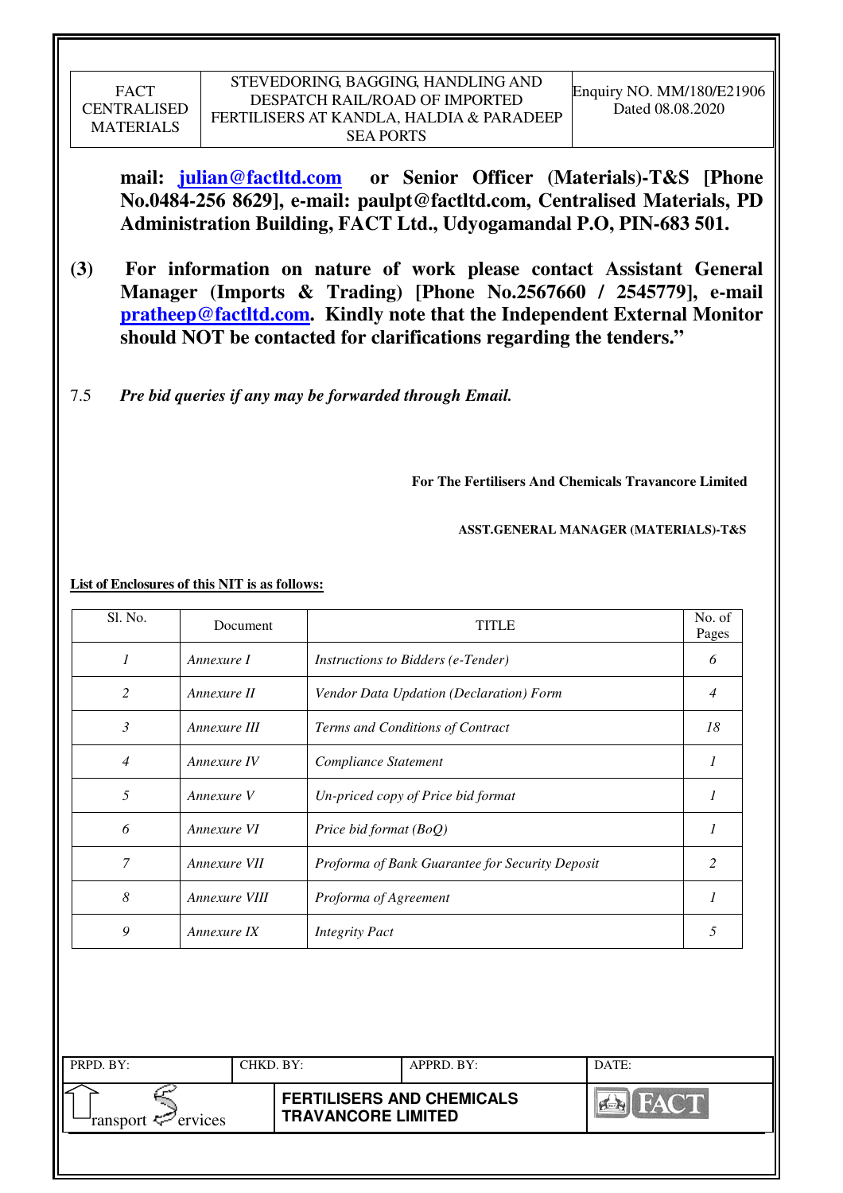**mail: julian@factltd.com or Senior Officer (Materials)-T&S [Phone No.0484-256 8629], e-mail: paulpt@factltd.com, Centralised Materials, PD Administration Building, FACT Ltd., Udyogamandal P.O, PIN-683 501.**

**(3) For information on nature of work please contact Assistant General Manager (Imports & Trading) [Phone No.2567660 / 2545779], e-mail pratheep@factltd.com. Kindly note that the Independent External Monitor should NOT be contacted for clarifications regarding the tenders."**

7.5 ***Pre bid queries if any may be forwarded through Email.***

**For The Fertilisers And Chemicals Travancore Limited**

**ASST.GENERAL MANAGER (MATERIALS)-T&S**

**List of Enclosures of this NIT is as follows:**

| Sl. No. | Document | TITLE | No. of Pages |
|---|---|---|---|
| *1* | *Annexure I* | *Instructions to Bidders (e-Tender)* | *6* |
| *2* | *Annexure II* | *Vendor Data Updation (Declaration) Form* | *4* |
| *3* | *Annexure III* | *Terms and Conditions of Contract* | *18* |
| *4* | *Annexure IV* | *Compliance Statement* | *1* |
| *5* | *Annexure V* | *Un-priced copy of Price bid format* | *1* |
| *6* | *Annexure VI* | *Price bid format (BoQ)* | *1* |
| *7* | *Annexure VII* | *Proforma of Bank Guarantee for Security Deposit* | *2* |
| *8* | *Annexure VIII* | *Proforma of Agreement* | *1* |
| *9* | *Annexure IX* | *Integrity Pact* | *5* |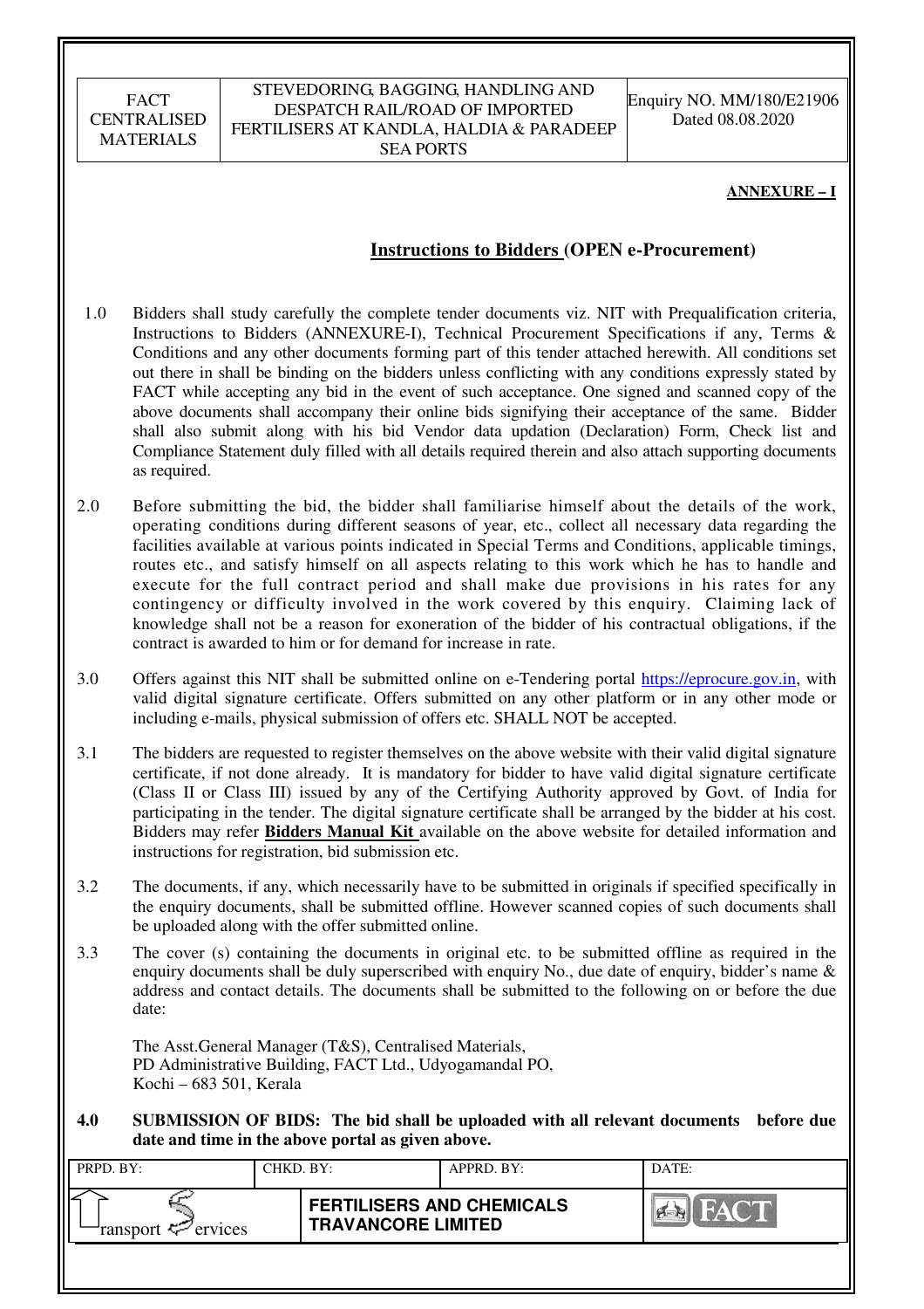**ANNEXURE – I**

## Instructions to Bidders (OPEN e-Procurement)

1.0 Bidders shall study carefully the complete tender documents viz. NIT with Prequalification criteria, Instructions to Bidders (ANNEXURE-I), Technical Procurement Specifications if any, Terms & Conditions and any other documents forming part of this tender attached herewith. All conditions set out there in shall be binding on the bidders unless conflicting with any conditions expressly stated by FACT while accepting any bid in the event of such acceptance. One signed and scanned copy of the above documents shall accompany their online bids signifying their acceptance of the same. Bidder shall also submit along with his bid Vendor data updation (Declaration) Form, Check list and Compliance Statement duly filled with all details required therein and also attach supporting documents as required.

2.0 Before submitting the bid, the bidder shall familiarise himself about the details of the work, operating conditions during different seasons of year, etc., collect all necessary data regarding the facilities available at various points indicated in Special Terms and Conditions, applicable timings, routes etc., and satisfy himself on all aspects relating to this work which he has to handle and execute for the full contract period and shall make due provisions in his rates for any contingency or difficulty involved in the work covered by this enquiry. Claiming lack of knowledge shall not be a reason for exoneration of the bidder of his contractual obligations, if the contract is awarded to him or for demand for increase in rate.

3.0 Offers against this NIT shall be submitted online on e-Tendering portal https://eprocure.gov.in, with valid digital signature certificate. Offers submitted on any other platform or in any other mode or including e-mails, physical submission of offers etc. SHALL NOT be accepted.

3.1 The bidders are requested to register themselves on the above website with their valid digital signature certificate, if not done already. It is mandatory for bidder to have valid digital signature certificate (Class II or Class III) issued by any of the Certifying Authority approved by Govt. of India for participating in the tender. The digital signature certificate shall be arranged by the bidder at his cost. Bidders may refer **Bidders Manual Kit** available on the above website for detailed information and instructions for registration, bid submission etc.

3.2 The documents, if any, which necessarily have to be submitted in originals if specified specifically in the enquiry documents, shall be submitted offline. However scanned copies of such documents shall be uploaded along with the offer submitted online.

3.3 The cover (s) containing the documents in original etc. to be submitted offline as required in the enquiry documents shall be duly superscribed with enquiry No., due date of enquiry, bidder's name & address and contact details. The documents shall be submitted to the following on or before the due date:

The Asst.General Manager (T&S), Centralised Materials,
PD Administrative Building, FACT Ltd., Udyogamandal PO,
Kochi – 683 501, Kerala

**4.0 SUBMISSION OF BIDS: The bid shall be uploaded with all relevant documents before due date and time in the above portal as given above.**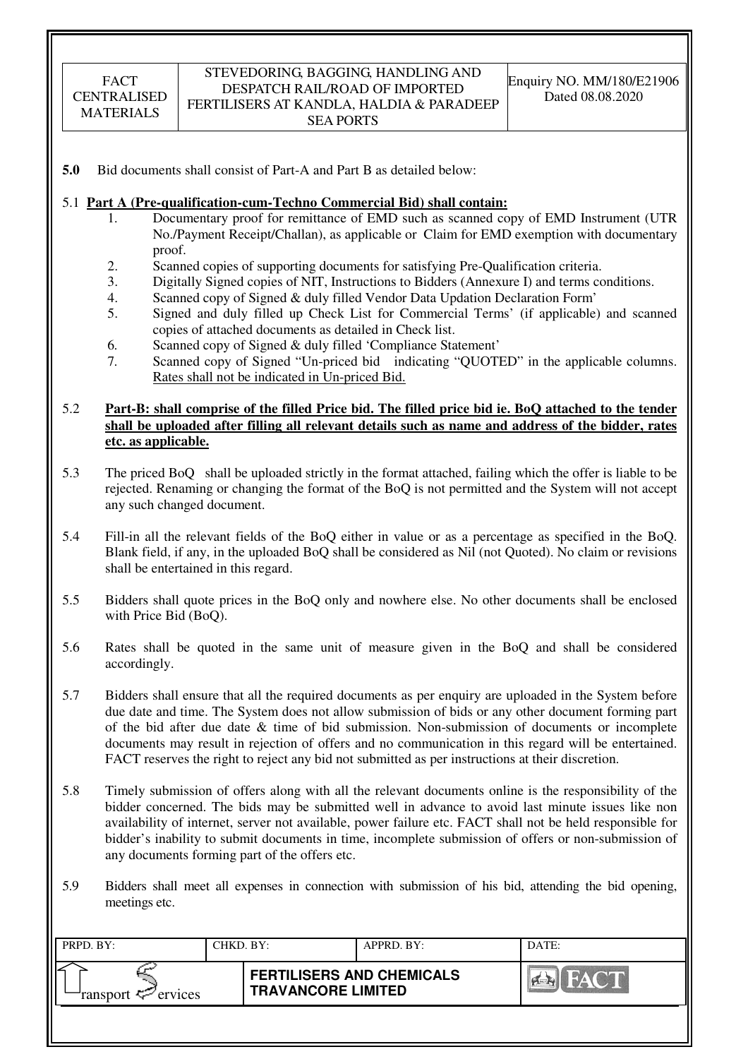**5.0** Bid documents shall consist of Part-A and Part B as detailed below:

5.1 **Part A (Pre-qualification-cum-Techno Commercial Bid) shall contain:**

1. Documentary proof for remittance of EMD such as scanned copy of EMD Instrument (UTR No./Payment Receipt/Challan), as applicable or Claim for EMD exemption with documentary proof.
2. Scanned copies of supporting documents for satisfying Pre-Qualification criteria.
3. Digitally Signed copies of NIT, Instructions to Bidders (Annexure I) and terms conditions.
4. Scanned copy of Signed & duly filled Vendor Data Updation Declaration Form'
5. Signed and duly filled up Check List for Commercial Terms' (if applicable) and scanned copies of attached documents as detailed in Check list.
6. Scanned copy of Signed & duly filled 'Compliance Statement'
7. Scanned copy of Signed "Un-priced bid indicating "QUOTED" in the applicable columns. Rates shall not be indicated in Un-priced Bid.

5.2 **Part-B: shall comprise of the filled Price bid. The filled price bid ie. BoQ attached to the tender shall be uploaded after filling all relevant details such as name and address of the bidder, rates etc. as applicable.**

5.3 The priced BoQ shall be uploaded strictly in the format attached, failing which the offer is liable to be rejected. Renaming or changing the format of the BoQ is not permitted and the System will not accept any such changed document.

5.4 Fill-in all the relevant fields of the BoQ either in value or as a percentage as specified in the BoQ. Blank field, if any, in the uploaded BoQ shall be considered as Nil (not Quoted). No claim or revisions shall be entertained in this regard.

5.5 Bidders shall quote prices in the BoQ only and nowhere else. No other documents shall be enclosed with Price Bid (BoQ).

5.6 Rates shall be quoted in the same unit of measure given in the BoQ and shall be considered accordingly.

5.7 Bidders shall ensure that all the required documents as per enquiry are uploaded in the System before due date and time. The System does not allow submission of bids or any other document forming part of the bid after due date & time of bid submission. Non-submission of documents or incomplete documents may result in rejection of offers and no communication in this regard will be entertained. FACT reserves the right to reject any bid not submitted as per instructions at their discretion.

5.8 Timely submission of offers along with all the relevant documents online is the responsibility of the bidder concerned. The bids may be submitted well in advance to avoid last minute issues like non availability of internet, server not available, power failure etc. FACT shall not be held responsible for bidder's inability to submit documents in time, incomplete submission of offers or non-submission of any documents forming part of the offers etc.

5.9 Bidders shall meet all expenses in connection with submission of his bid, attending the bid opening, meetings etc.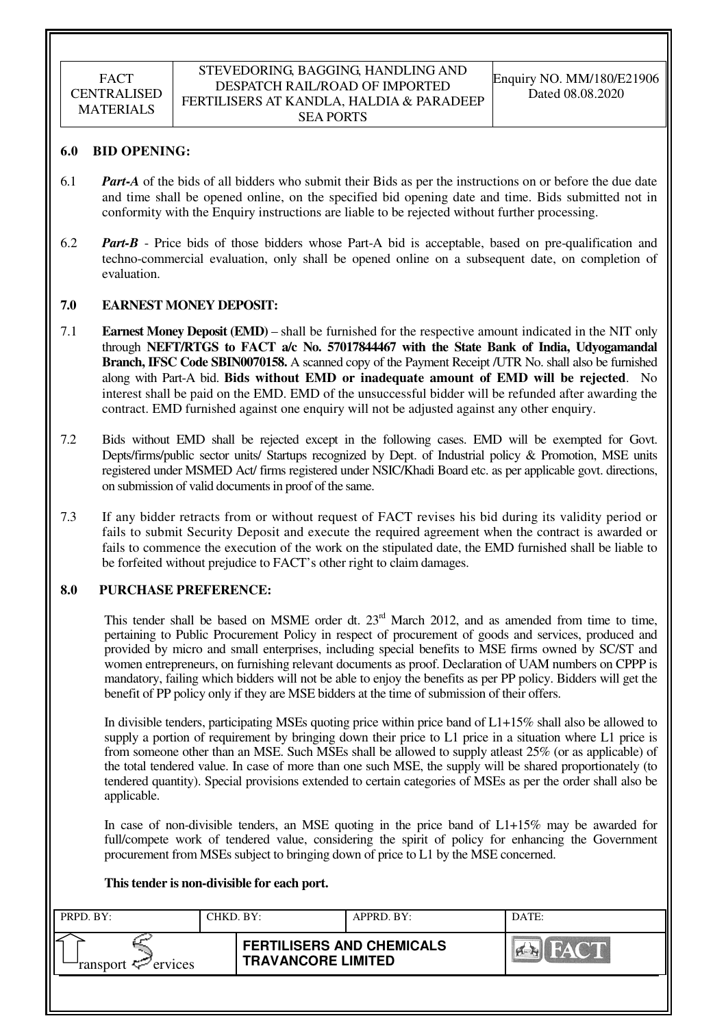## 6.0 BID OPENING:

6.1 ***Part-A*** of the bids of all bidders who submit their Bids as per the instructions on or before the due date and time shall be opened online, on the specified bid opening date and time. Bids submitted not in conformity with the Enquiry instructions are liable to be rejected without further processing.

6.2 ***Part-B*** - Price bids of those bidders whose Part-A bid is acceptable, based on pre-qualification and techno-commercial evaluation, only shall be opened online on a subsequent date, on completion of evaluation.

## 7.0 EARNEST MONEY DEPOSIT:

7.1 **Earnest Money Deposit (EMD)** – shall be furnished for the respective amount indicated in the NIT only through **NEFT/RTGS to FACT a/c No. 57017844467 with the State Bank of India, Udyogamandal Branch, IFSC Code SBIN0070158.** A scanned copy of the Payment Receipt /UTR No. shall also be furnished along with Part-A bid. **Bids without EMD or inadequate amount of EMD will be rejected**. No interest shall be paid on the EMD. EMD of the unsuccessful bidder will be refunded after awarding the contract. EMD furnished against one enquiry will not be adjusted against any other enquiry.

7.2 Bids without EMD shall be rejected except in the following cases. EMD will be exempted for Govt. Depts/firms/public sector units/ Startups recognized by Dept. of Industrial policy & Promotion, MSE units registered under MSMED Act/ firms registered under NSIC/Khadi Board etc. as per applicable govt. directions, on submission of valid documents in proof of the same.

7.3 If any bidder retracts from or without request of FACT revises his bid during its validity period or fails to submit Security Deposit and execute the required agreement when the contract is awarded or fails to commence the execution of the work on the stipulated date, the EMD furnished shall be liable to be forfeited without prejudice to FACT's other right to claim damages.

## 8.0 PURCHASE PREFERENCE:

This tender shall be based on MSME order dt. 23rd March 2012, and as amended from time to time, pertaining to Public Procurement Policy in respect of procurement of goods and services, produced and provided by micro and small enterprises, including special benefits to MSE firms owned by SC/ST and women entrepreneurs, on furnishing relevant documents as proof. Declaration of UAM numbers on CPPP is mandatory, failing which bidders will not be able to enjoy the benefits as per PP policy. Bidders will get the benefit of PP policy only if they are MSE bidders at the time of submission of their offers.

In divisible tenders, participating MSEs quoting price within price band of L1+15% shall also be allowed to supply a portion of requirement by bringing down their price to L1 price in a situation where L1 price is from someone other than an MSE. Such MSEs shall be allowed to supply atleast 25% (or as applicable) of the total tendered value. In case of more than one such MSE, the supply will be shared proportionately (to tendered quantity). Special provisions extended to certain categories of MSEs as per the order shall also be applicable.

In case of non-divisible tenders, an MSE quoting in the price band of L1+15% may be awarded for full/compete work of tendered value, considering the spirit of policy for enhancing the Government procurement from MSEs subject to bringing down of price to L1 by the MSE concerned.

**This tender is non-divisible for each port.**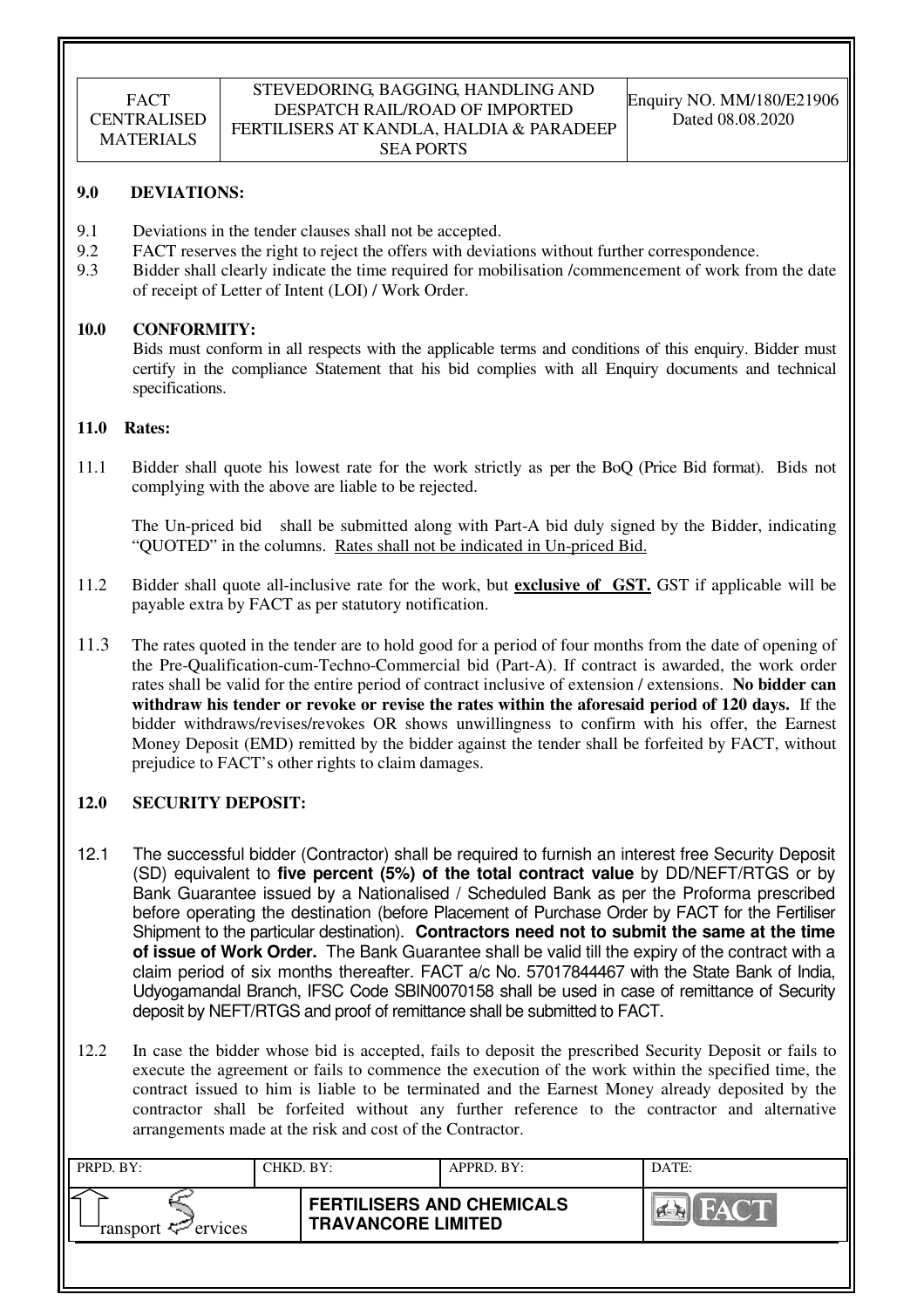## 9.0 DEVIATIONS:

9.1 Deviations in the tender clauses shall not be accepted.

9.2 FACT reserves the right to reject the offers with deviations without further correspondence.

9.3 Bidder shall clearly indicate the time required for mobilisation /commencement of work from the date of receipt of Letter of Intent (LOI) / Work Order.

## 10.0 CONFORMITY:

Bids must conform in all respects with the applicable terms and conditions of this enquiry. Bidder must certify in the compliance Statement that his bid complies with all Enquiry documents and technical specifications.

## 11.0 Rates:

11.1 Bidder shall quote his lowest rate for the work strictly as per the BoQ (Price Bid format). Bids not complying with the above are liable to be rejected.

The Un-priced bid shall be submitted along with Part-A bid duly signed by the Bidder, indicating "QUOTED" in the columns. Rates shall not be indicated in Un-priced Bid.

11.2 Bidder shall quote all-inclusive rate for the work, but **exclusive of GST.** GST if applicable will be payable extra by FACT as per statutory notification.

11.3 The rates quoted in the tender are to hold good for a period of four months from the date of opening of the Pre-Qualification-cum-Techno-Commercial bid (Part-A). If contract is awarded, the work order rates shall be valid for the entire period of contract inclusive of extension / extensions. **No bidder can withdraw his tender or revoke or revise the rates within the aforesaid period of 120 days.** If the bidder withdraws/revises/revokes OR shows unwillingness to confirm with his offer, the Earnest Money Deposit (EMD) remitted by the bidder against the tender shall be forfeited by FACT, without prejudice to FACT's other rights to claim damages.

## 12.0 SECURITY DEPOSIT:

12.1 The successful bidder (Contractor) shall be required to furnish an interest free Security Deposit (SD) equivalent to **five percent (5%) of the total contract value** by DD/NEFT/RTGS or by Bank Guarantee issued by a Nationalised / Scheduled Bank as per the Proforma prescribed before operating the destination (before Placement of Purchase Order by FACT for the Fertiliser Shipment to the particular destination). **Contractors need not to submit the same at the time of issue of Work Order.** The Bank Guarantee shall be valid till the expiry of the contract with a claim period of six months thereafter. FACT a/c No. 57017844467 with the State Bank of India, Udyogamandal Branch, IFSC Code SBIN0070158 shall be used in case of remittance of Security deposit by NEFT/RTGS and proof of remittance shall be submitted to FACT.

12.2 In case the bidder whose bid is accepted, fails to deposit the prescribed Security Deposit or fails to execute the agreement or fails to commence the execution of the work within the specified time, the contract issued to him is liable to be terminated and the Earnest Money already deposited by the contractor shall be forfeited without any further reference to the contractor and alternative arrangements made at the risk and cost of the Contractor.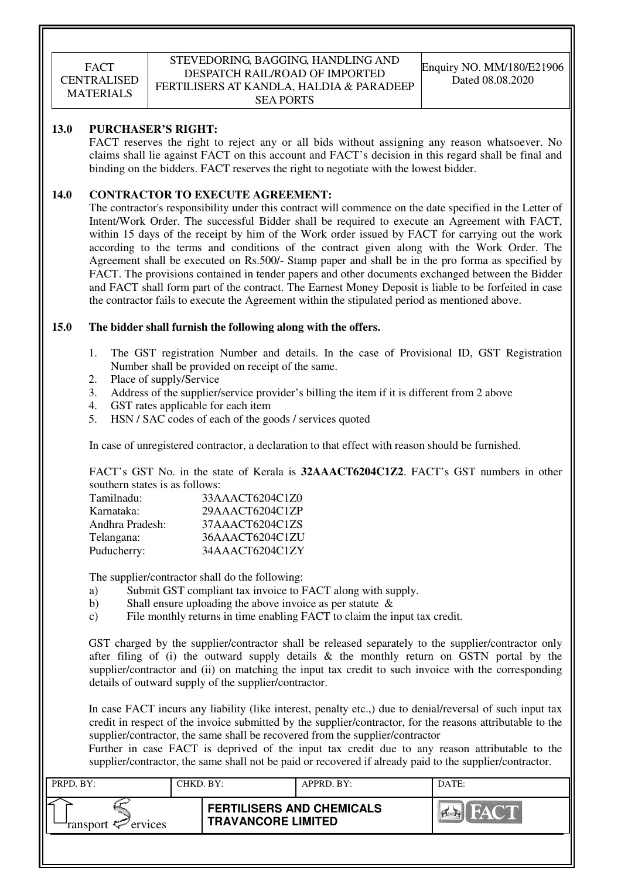## 13.0 PURCHASER'S RIGHT:

FACT reserves the right to reject any or all bids without assigning any reason whatsoever. No claims shall lie against FACT on this account and FACT's decision in this regard shall be final and binding on the bidders. FACT reserves the right to negotiate with the lowest bidder.

## 14.0 CONTRACTOR TO EXECUTE AGREEMENT:

The contractor's responsibility under this contract will commence on the date specified in the Letter of Intent/Work Order. The successful Bidder shall be required to execute an Agreement with FACT, within 15 days of the receipt by him of the Work order issued by FACT for carrying out the work according to the terms and conditions of the contract given along with the Work Order. The Agreement shall be executed on Rs.500/- Stamp paper and shall be in the pro forma as specified by FACT. The provisions contained in tender papers and other documents exchanged between the Bidder and FACT shall form part of the contract. The Earnest Money Deposit is liable to be forfeited in case the contractor fails to execute the Agreement within the stipulated period as mentioned above.

## 15.0 The bidder shall furnish the following along with the offers.

1. The GST registration Number and details. In the case of Provisional ID, GST Registration Number shall be provided on receipt of the same.
2. Place of supply/Service
3. Address of the supplier/service provider's billing the item if it is different from 2 above
4. GST rates applicable for each item
5. HSN / SAC codes of each of the goods / services quoted

In case of unregistered contractor, a declaration to that effect with reason should be furnished.

FACT's GST No. in the state of Kerala is **32AAACT6204C1Z2**. FACT's GST numbers in other southern states is as follows:

| | |
|---|---|
| Tamilnadu: | 33AAACT6204C1Z0 |
| Karnataka: | 29AAACT6204C1ZP |
| Andhra Pradesh: | 37AAACT6204C1ZS |
| Telangana: | 36AAACT6204C1ZU |
| Puducherry: | 34AAACT6204C1ZY |

The supplier/contractor shall do the following:

a) Submit GST compliant tax invoice to FACT along with supply.
b) Shall ensure uploading the above invoice as per statute &
c) File monthly returns in time enabling FACT to claim the input tax credit.

GST charged by the supplier/contractor shall be released separately to the supplier/contractor only after filing of (i) the outward supply details & the monthly return on GSTN portal by the supplier/contractor and (ii) on matching the input tax credit to such invoice with the corresponding details of outward supply of the supplier/contractor.

In case FACT incurs any liability (like interest, penalty etc.,) due to denial/reversal of such input tax credit in respect of the invoice submitted by the supplier/contractor, for the reasons attributable to the supplier/contractor, the same shall be recovered from the supplier/contractor

Further in case FACT is deprived of the input tax credit due to any reason attributable to the supplier/contractor, the same shall not be paid or recovered if already paid to the supplier/contractor.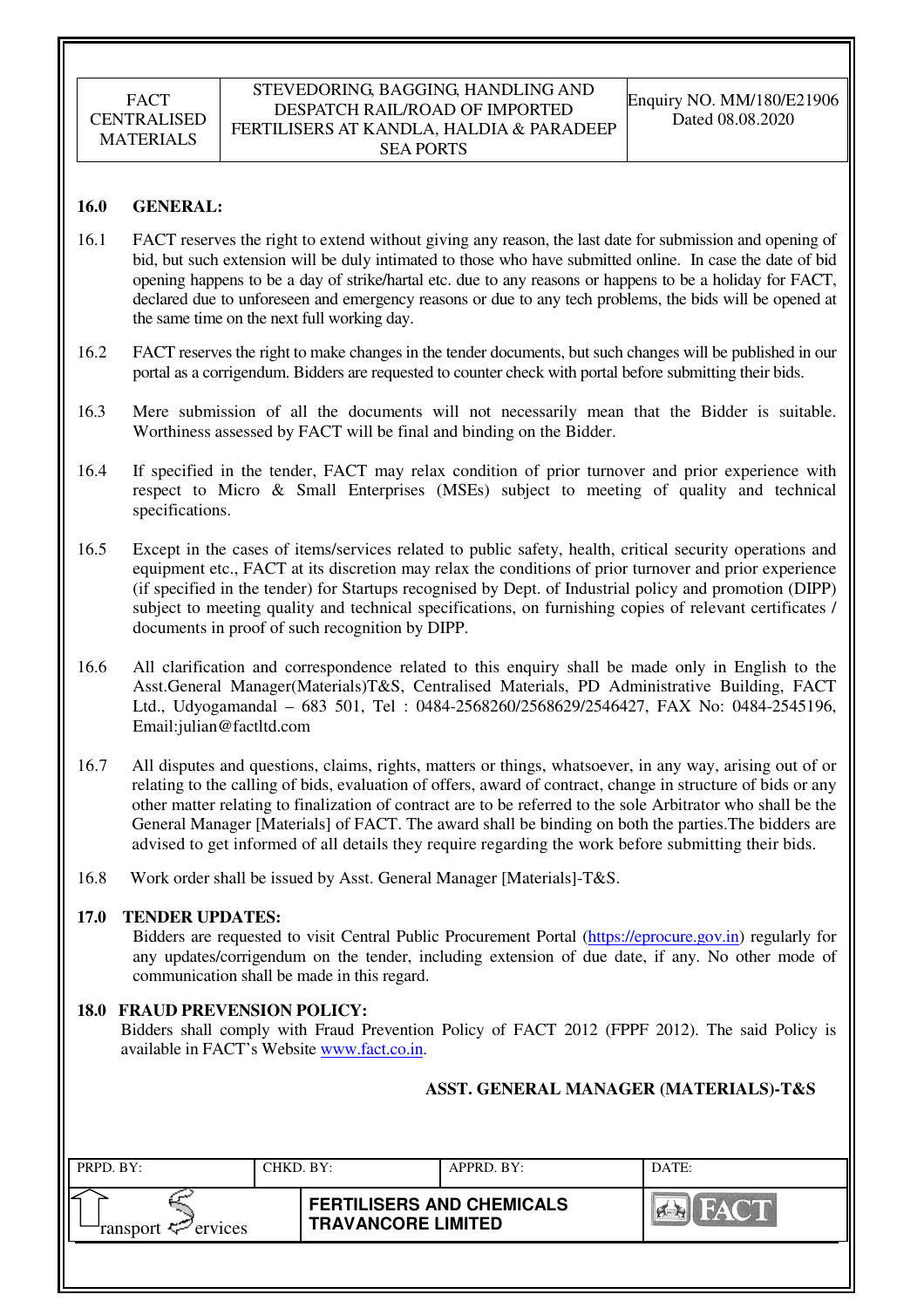## 16.0 GENERAL:

16.1 FACT reserves the right to extend without giving any reason, the last date for submission and opening of bid, but such extension will be duly intimated to those who have submitted online. In case the date of bid opening happens to be a day of strike/hartal etc. due to any reasons or happens to be a holiday for FACT, declared due to unforeseen and emergency reasons or due to any tech problems, the bids will be opened at the same time on the next full working day.

16.2 FACT reserves the right to make changes in the tender documents, but such changes will be published in our portal as a corrigendum. Bidders are requested to counter check with portal before submitting their bids.

16.3 Mere submission of all the documents will not necessarily mean that the Bidder is suitable. Worthiness assessed by FACT will be final and binding on the Bidder.

16.4 If specified in the tender, FACT may relax condition of prior turnover and prior experience with respect to Micro & Small Enterprises (MSEs) subject to meeting of quality and technical specifications.

16.5 Except in the cases of items/services related to public safety, health, critical security operations and equipment etc., FACT at its discretion may relax the conditions of prior turnover and prior experience (if specified in the tender) for Startups recognised by Dept. of Industrial policy and promotion (DIPP) subject to meeting quality and technical specifications, on furnishing copies of relevant certificates / documents in proof of such recognition by DIPP.

16.6 All clarification and correspondence related to this enquiry shall be made only in English to the Asst.General Manager(Materials)T&S, Centralised Materials, PD Administrative Building, FACT Ltd., Udyogamandal – 683 501, Tel : 0484-2568260/2568629/2546427, FAX No: 0484-2545196, Email:julian@factltd.com

16.7 All disputes and questions, claims, rights, matters or things, whatsoever, in any way, arising out of or relating to the calling of bids, evaluation of offers, award of contract, change in structure of bids or any other matter relating to finalization of contract are to be referred to the sole Arbitrator who shall be the General Manager [Materials] of FACT. The award shall be binding on both the parties.The bidders are advised to get informed of all details they require regarding the work before submitting their bids.

16.8 Work order shall be issued by Asst. General Manager [Materials]-T&S.

## 17.0 TENDER UPDATES:

Bidders are requested to visit Central Public Procurement Portal (https://eprocure.gov.in) regularly for any updates/corrigendum on the tender, including extension of due date, if any. No other mode of communication shall be made in this regard.

## 18.0 FRAUD PREVENSION POLICY:

Bidders shall comply with Fraud Prevention Policy of FACT 2012 (FPPF 2012). The said Policy is available in FACT's Website www.fact.co.in.

**ASST. GENERAL MANAGER (MATERIALS)-T&S**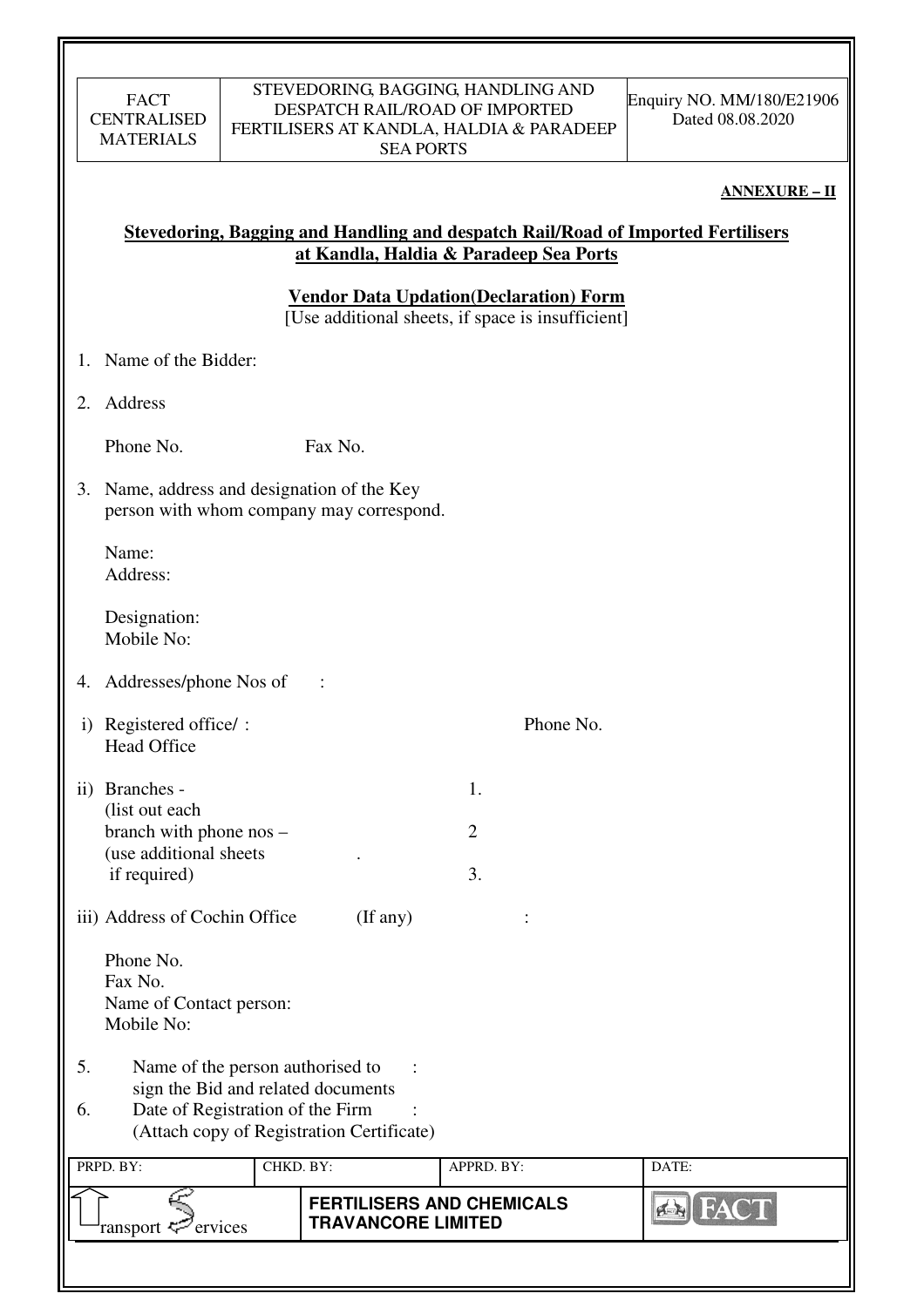**ANNEXURE – II**

## Stevedoring, Bagging and Handling and despatch Rail/Road of Imported Fertilisers at Kandla, Haldia & Paradeep Sea Ports

### Vendor Data Updation(Declaration) Form

[Use additional sheets, if space is insufficient]

1. Name of the Bidder:

2. Address

   Phone No. Fax No.

3. Name, address and designation of the Key person with whom company may correspond.

   Name:
   Address:

   Designation:
   Mobile No:

4. Addresses/phone Nos of :

   i) Registered office/ : Head Office Phone No.

   ii) Branches - (list out each branch with phone nos – (use additional sheets if required)

      1.

      2

      3.

   iii) Address of Cochin Office (If any) :

   Phone No.
   Fax No.
   Name of Contact person:
   Mobile No:

5. Name of the person authorised to sign the Bid and related documents :

6. Date of Registration of the Firm (Attach copy of Registration Certificate) :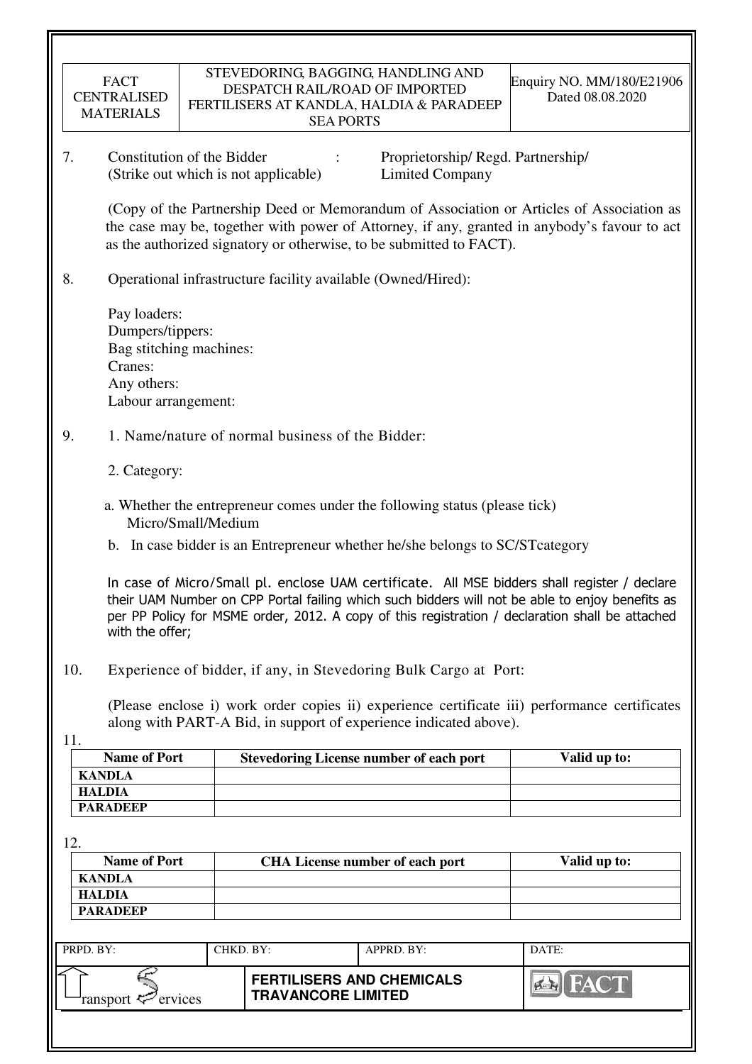7. Constitution of the Bidder (Strike out which is not applicable) : Proprietorship/ Regd. Partnership/ Limited Company

   (Copy of the Partnership Deed or Memorandum of Association or Articles of Association as the case may be, together with power of Attorney, if any, granted in anybody's favour to act as the authorized signatory or otherwise, to be submitted to FACT).

8. Operational infrastructure facility available (Owned/Hired):

   Pay loaders:
   Dumpers/tippers:
   Bag stitching machines:
   Cranes:
   Any others:
   Labour arrangement:

9. 1. Name/nature of normal business of the Bidder:

   2. Category:

   a. Whether the entrepreneur comes under the following status (please tick) Micro/Small/Medium

   b. In case bidder is an Entrepreneur whether he/she belongs to SC/STcategory

   In case of Micro/Small pl. enclose UAM certificate. All MSE bidders shall register / declare their UAM Number on CPP Portal failing which such bidders will not be able to enjoy benefits as per PP Policy for MSME order, 2012. A copy of this registration / declaration shall be attached with the offer;

10. Experience of bidder, if any, in Stevedoring Bulk Cargo at Port:

    (Please enclose i) work order copies ii) experience certificate iii) performance certificates along with PART-A Bid, in support of experience indicated above).

11.

| Name of Port | Stevedoring License number of each port | Valid up to: |
|---|---|---|
| KANDLA | | |
| HALDIA | | |
| PARADEEP | | |

12.

| Name of Port | CHA License number of each port | Valid up to: |
|---|---|---|
| KANDLA | | |
| HALDIA | | |
| PARADEEP | | |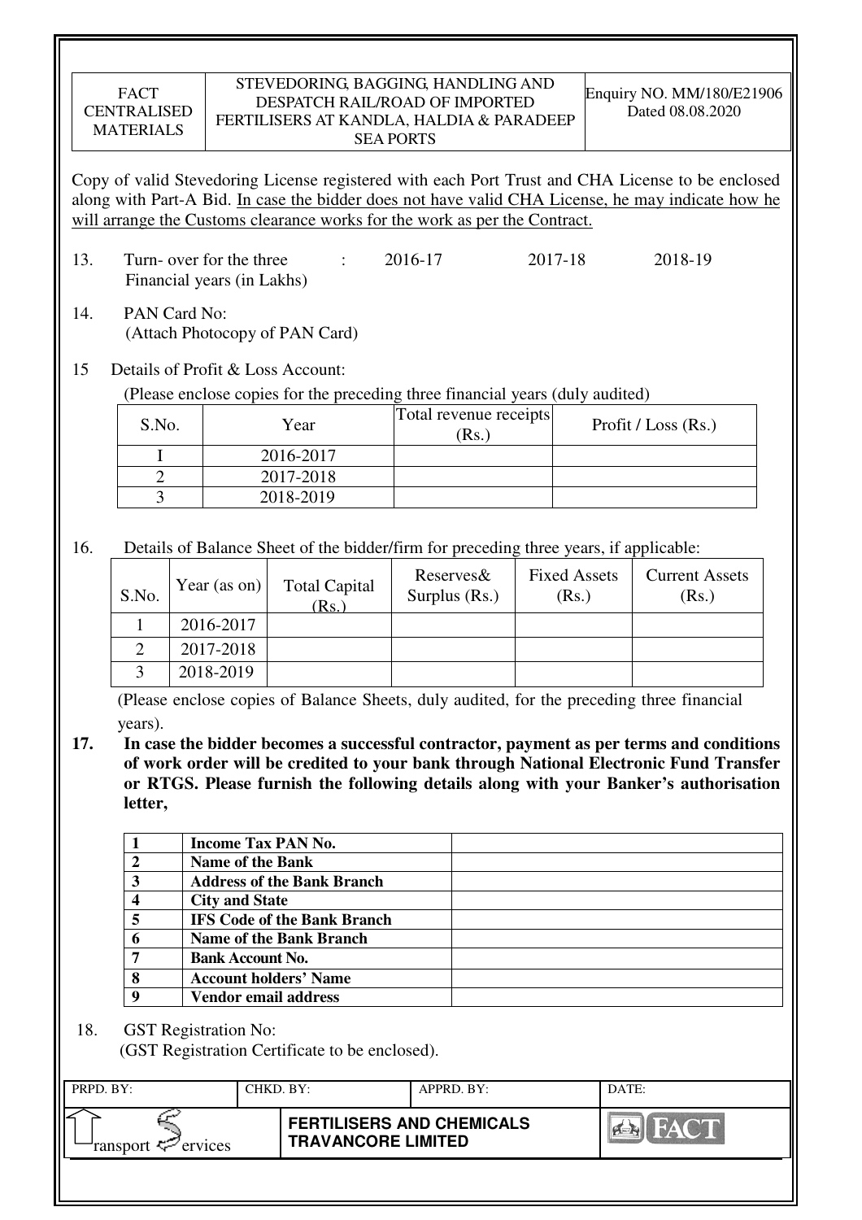Copy of valid Stevedoring License registered with each Port Trust and CHA License to be enclosed along with Part-A Bid. In case the bidder does not have valid CHA License, he may indicate how he will arrange the Customs clearance works for the work as per the Contract.

13. Turn- over for the three Financial years (in Lakhs) : 2016-17 2017-18 2018-19

14. PAN Card No:
(Attach Photocopy of PAN Card)

15 Details of Profit & Loss Account:

(Please enclose copies for the preceding three financial years (duly audited)

| S.No. | Year | Total revenue receipts (Rs.) | Profit / Loss (Rs.) |
|---|---|---|---|
| I | 2016-2017 | | |
| 2 | 2017-2018 | | |
| 3 | 2018-2019 | | |

16. Details of Balance Sheet of the bidder/firm for preceding three years, if applicable:

| S.No. | Year (as on) | Total Capital (Rs.) | Reserves& Surplus (Rs.) | Fixed Assets (Rs.) | Current Assets (Rs.) |
|---|---|---|---|---|---|
| 1 | 2016-2017 | | | | |
| 2 | 2017-2018 | | | | |
| 3 | 2018-2019 | | | | |

(Please enclose copies of Balance Sheets, duly audited, for the preceding three financial years).

**17. In case the bidder becomes a successful contractor, payment as per terms and conditions of work order will be credited to your bank through National Electronic Fund Transfer or RTGS. Please furnish the following details along with your Banker's authorisation letter,**

| | | |
|---|---|---|
| **1** | **Income Tax PAN No.** | |
| **2** | **Name of the Bank** | |
| **3** | **Address of the Bank Branch** | |
| **4** | **City and State** | |
| **5** | **IFS Code of the Bank Branch** | |
| **6** | **Name of the Bank Branch** | |
| **7** | **Bank Account No.** | |
| **8** | **Account holders' Name** | |
| **9** | **Vendor email address** | |

18. GST Registration No:
(GST Registration Certificate to be enclosed).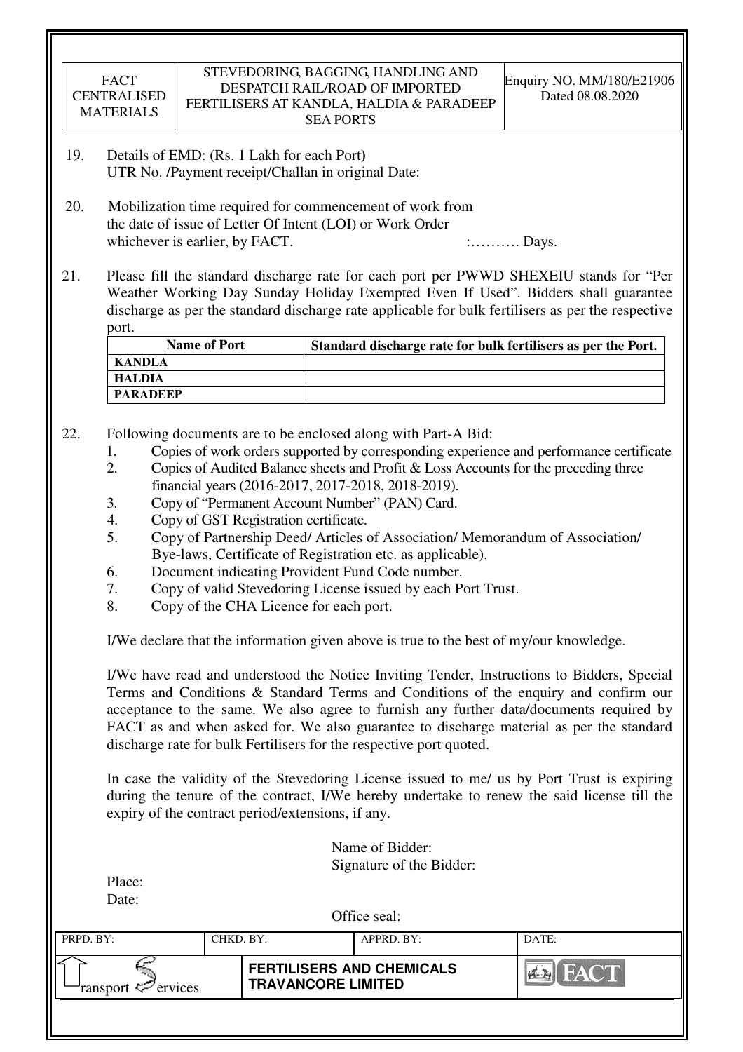19. Details of EMD: (Rs. 1 Lakh for each Port)
    UTR No. /Payment receipt/Challan in original Date:

20. Mobilization time required for commencement of work from the date of issue of Letter Of Intent (LOI) or Work Order whichever is earlier, by FACT. :………. Days.

21. Please fill the standard discharge rate for each port per PWWD SHEXEIU stands for "Per Weather Working Day Sunday Holiday Exempted Even If Used". Bidders shall guarantee discharge as per the standard discharge rate applicable for bulk fertilisers as per the respective port.

| Name of Port | Standard discharge rate for bulk fertilisers as per the Port. |
|---|---|
| **KANDLA** | |
| **HALDIA** | |
| **PARADEEP** | |

22. Following documents are to be enclosed along with Part-A Bid:
    1. Copies of work orders supported by corresponding experience and performance certificate
    2. Copies of Audited Balance sheets and Profit & Loss Accounts for the preceding three financial years (2016-2017, 2017-2018, 2018-2019).
    3. Copy of "Permanent Account Number" (PAN) Card.
    4. Copy of GST Registration certificate.
    5. Copy of Partnership Deed/ Articles of Association/ Memorandum of Association/ Bye-laws, Certificate of Registration etc. as applicable).
    6. Document indicating Provident Fund Code number.
    7. Copy of valid Stevedoring License issued by each Port Trust.
    8. Copy of the CHA Licence for each port.

    I/We declare that the information given above is true to the best of my/our knowledge.

    I/We have read and understood the Notice Inviting Tender, Instructions to Bidders, Special Terms and Conditions & Standard Terms and Conditions of the enquiry and confirm our acceptance to the same. We also agree to furnish any further data/documents required by FACT as and when asked for. We also guarantee to discharge material as per the standard discharge rate for bulk Fertilisers for the respective port quoted.

    In case the validity of the Stevedoring License issued to me/ us by Port Trust is expiring during the tenure of the contract, I/We hereby undertake to renew the said license till the expiry of the contract period/extensions, if any.

Name of Bidder:
Signature of the Bidder:

Place:
Date:

Office seal: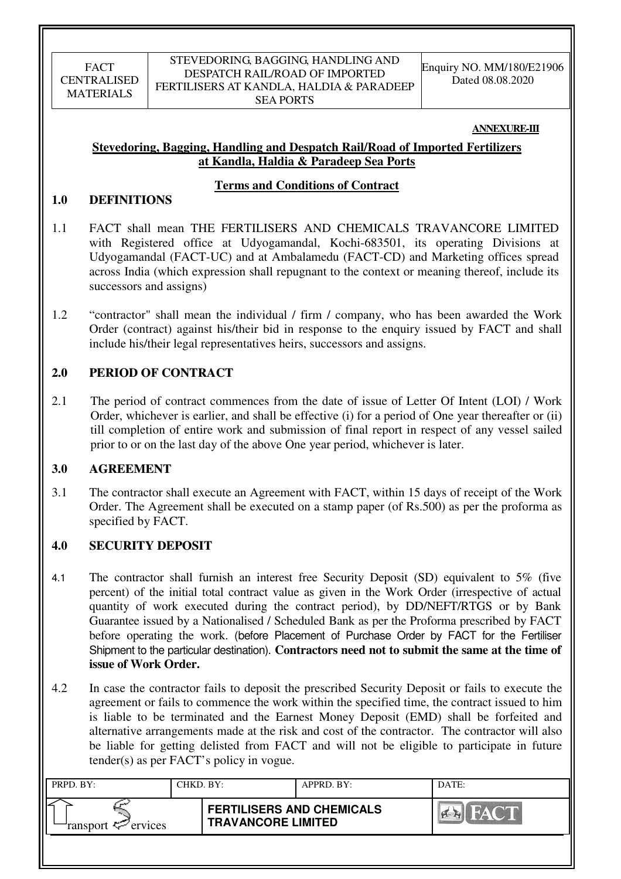**ANNEXURE-III**

## Stevedoring, Bagging, Handling and Despatch Rail/Road of Imported Fertilizers at Kandla, Haldia & Paradeep Sea Ports

### Terms and Conditions of Contract

### 1.0 DEFINITIONS

1.1 FACT shall mean THE FERTILISERS AND CHEMICALS TRAVANCORE LIMITED with Registered office at Udyogamandal, Kochi-683501, its operating Divisions at Udyogamandal (FACT-UC) and at Ambalamedu (FACT-CD) and Marketing offices spread across India (which expression shall repugnant to the context or meaning thereof, include its successors and assigns)

1.2 "contractor" shall mean the individual / firm / company, who has been awarded the Work Order (contract) against his/their bid in response to the enquiry issued by FACT and shall include his/their legal representatives heirs, successors and assigns.

### 2.0 PERIOD OF CONTRACT

2.1 The period of contract commences from the date of issue of Letter Of Intent (LOI) / Work Order, whichever is earlier, and shall be effective (i) for a period of One year thereafter or (ii) till completion of entire work and submission of final report in respect of any vessel sailed prior to or on the last day of the above One year period, whichever is later.

### 3.0 AGREEMENT

3.1 The contractor shall execute an Agreement with FACT, within 15 days of receipt of the Work Order. The Agreement shall be executed on a stamp paper (of Rs.500) as per the proforma as specified by FACT.

### 4.0 SECURITY DEPOSIT

4.1 The contractor shall furnish an interest free Security Deposit (SD) equivalent to 5% (five percent) of the initial total contract value as given in the Work Order (irrespective of actual quantity of work executed during the contract period), by DD/NEFT/RTGS or by Bank Guarantee issued by a Nationalised / Scheduled Bank as per the Proforma prescribed by FACT before operating the work. (before Placement of Purchase Order by FACT for the Fertiliser Shipment to the particular destination). **Contractors need not to submit the same at the time of issue of Work Order.**

4.2 In case the contractor fails to deposit the prescribed Security Deposit or fails to execute the agreement or fails to commence the work within the specified time, the contract issued to him is liable to be terminated and the Earnest Money Deposit (EMD) shall be forfeited and alternative arrangements made at the risk and cost of the contractor. The contractor will also be liable for getting delisted from FACT and will not be eligible to participate in future tender(s) as per FACT's policy in vogue.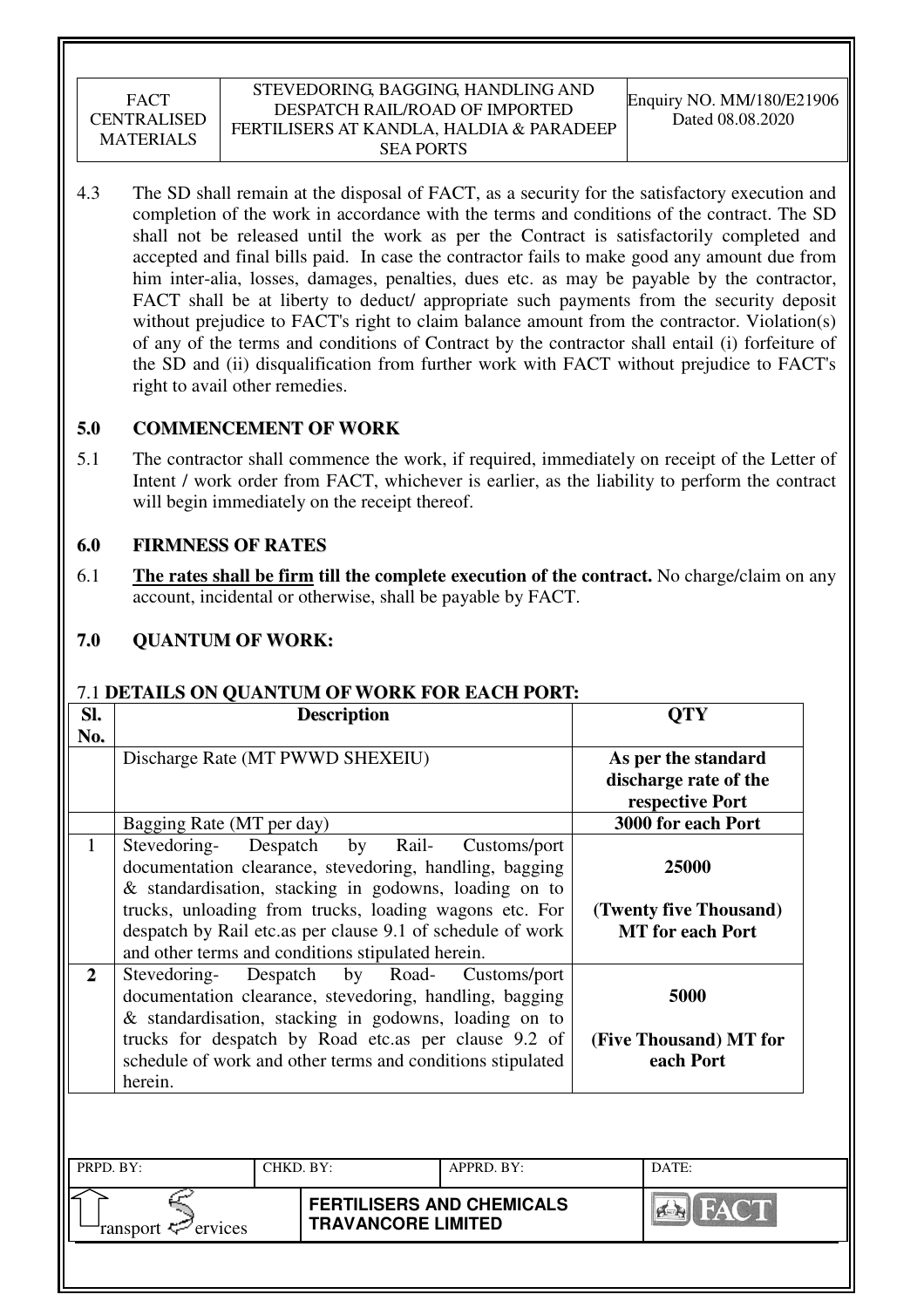4.3 The SD shall remain at the disposal of FACT, as a security for the satisfactory execution and completion of the work in accordance with the terms and conditions of the contract. The SD shall not be released until the work as per the Contract is satisfactorily completed and accepted and final bills paid. In case the contractor fails to make good any amount due from him inter-alia, losses, damages, penalties, dues etc. as may be payable by the contractor, FACT shall be at liberty to deduct/ appropriate such payments from the security deposit without prejudice to FACT's right to claim balance amount from the contractor. Violation(s) of any of the terms and conditions of Contract by the contractor shall entail (i) forfeiture of the SD and (ii) disqualification from further work with FACT without prejudice to FACT's right to avail other remedies.

## 5.0 COMMENCEMENT OF WORK

5.1 The contractor shall commence the work, if required, immediately on receipt of the Letter of Intent / work order from FACT, whichever is earlier, as the liability to perform the contract will begin immediately on the receipt thereof.

## 6.0 FIRMNESS OF RATES

6.1 **The rates shall be firm till the complete execution of the contract.** No charge/claim on any account, incidental or otherwise, shall be payable by FACT.

## 7.0 QUANTUM OF WORK:

### 7.1 DETAILS ON QUANTUM OF WORK FOR EACH PORT:

| Sl. No. | Description | QTY |
|---|---|---|
| | Discharge Rate (MT PWWD SHEXEIU) | **As per the standard discharge rate of the respective Port** |
| | Bagging Rate (MT per day) | **3000 for each Port** |
| 1 | Stevedoring- Despatch by Rail- Customs/port documentation clearance, stevedoring, handling, bagging & standardisation, stacking in godowns, loading on to trucks, unloading from trucks, loading wagons etc. For despatch by Rail etc.as per clause 9.1 of schedule of work and other terms and conditions stipulated herein. | **25000** **(Twenty five Thousand) MT for each Port** |
| **2** | Stevedoring- Despatch by Road- Customs/port documentation clearance, stevedoring, handling, bagging & standardisation, stacking in godowns, loading on to trucks for despatch by Road etc.as per clause 9.2 of schedule of work and other terms and conditions stipulated herein. | **5000** **(Five Thousand) MT for each Port** |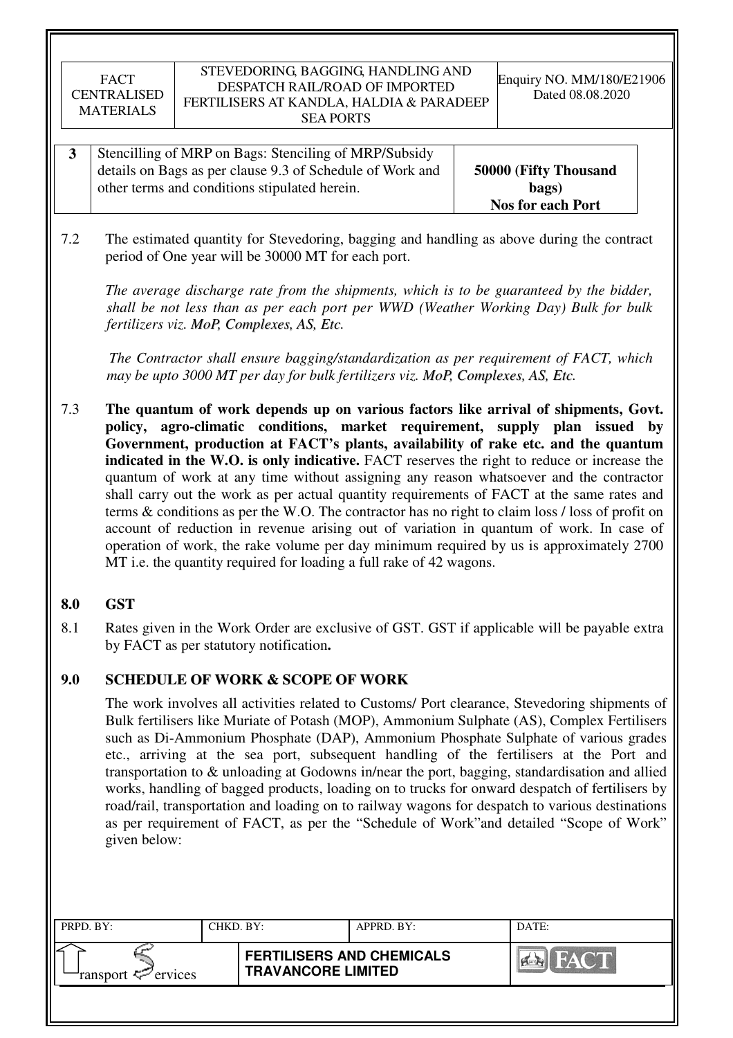| 3 | Stencilling of MRP on Bags: Stenciling of MRP/Subsidy details on Bags as per clause 9.3 of Schedule of Work and other terms and conditions stipulated herein. | **50000 (Fifty Thousand bags) Nos for each Port** |
|---|---|---|

7.2 The estimated quantity for Stevedoring, bagging and handling as above during the contract period of One year will be 30000 MT for each port.

*The average discharge rate from the shipments, which is to be guaranteed by the bidder, shall be not less than as per each port per WWD (Weather Working Day) Bulk for bulk fertilizers viz. **MoP, Complexes, AS, Etc.***

*The Contractor shall ensure bagging/standardization as per requirement of FACT, which may be upto 3000 MT per day for bulk fertilizers viz. **MoP, Complexes, AS, Etc.***

7.3 **The quantum of work depends up on various factors like arrival of shipments, Govt. policy, agro-climatic conditions, market requirement, supply plan issued by Government, production at FACT's plants, availability of rake etc. and the quantum indicated in the W.O. is only indicative.** FACT reserves the right to reduce or increase the quantum of work at any time without assigning any reason whatsoever and the contractor shall carry out the work as per actual quantity requirements of FACT at the same rates and terms & conditions as per the W.O. The contractor has no right to claim loss / loss of profit on account of reduction in revenue arising out of variation in quantum of work. In case of operation of work, the rake volume per day minimum required by us is approximately 2700 MT i.e. the quantity required for loading a full rake of 42 wagons.

## 8.0 GST

8.1 Rates given in the Work Order are exclusive of GST. GST if applicable will be payable extra by FACT as per statutory notification**.**

## 9.0 SCHEDULE OF WORK & SCOPE OF WORK

The work involves all activities related to Customs/ Port clearance, Stevedoring shipments of Bulk fertilisers like Muriate of Potash (MOP), Ammonium Sulphate (AS), Complex Fertilisers such as Di-Ammonium Phosphate (DAP), Ammonium Phosphate Sulphate of various grades etc., arriving at the sea port, subsequent handling of the fertilisers at the Port and transportation to & unloading at Godowns in/near the port, bagging, standardisation and allied works, handling of bagged products, loading on to trucks for onward despatch of fertilisers by road/rail, transportation and loading on to railway wagons for despatch to various destinations as per requirement of FACT, as per the "Schedule of Work"and detailed "Scope of Work" given below: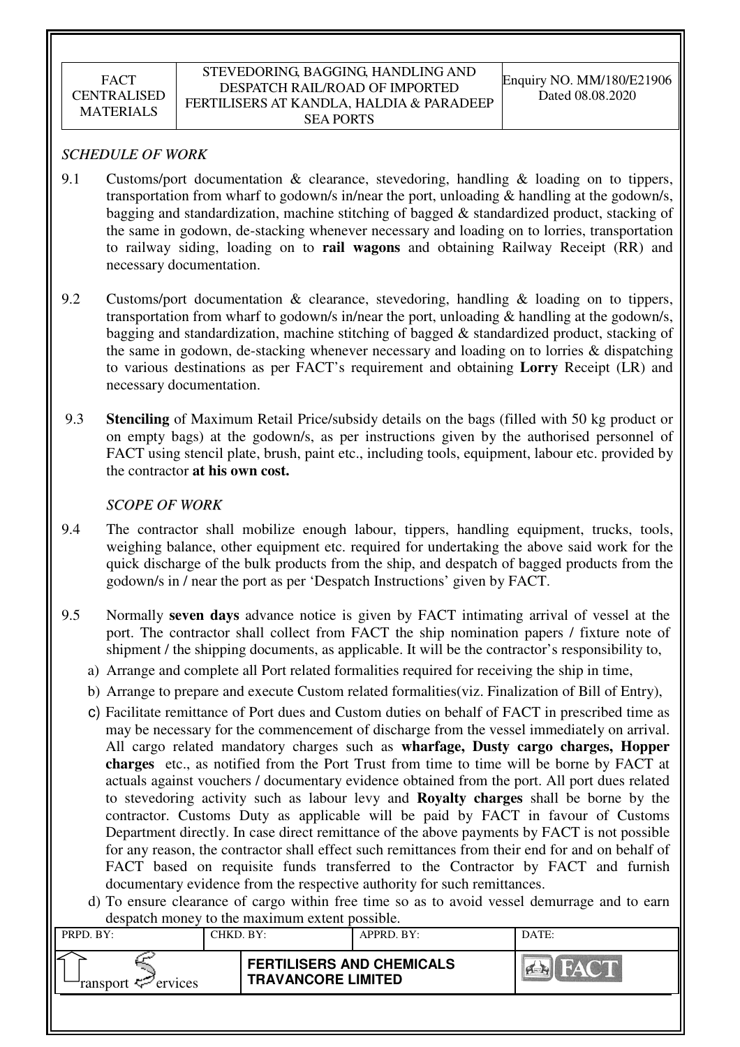*SCHEDULE OF WORK*

9.1 Customs/port documentation & clearance, stevedoring, handling & loading on to tippers, transportation from wharf to godown/s in/near the port, unloading & handling at the godown/s, bagging and standardization, machine stitching of bagged & standardized product, stacking of the same in godown, de-stacking whenever necessary and loading on to lorries, transportation to railway siding, loading on to **rail wagons** and obtaining Railway Receipt (RR) and necessary documentation.

9.2 Customs/port documentation & clearance, stevedoring, handling & loading on to tippers, transportation from wharf to godown/s in/near the port, unloading & handling at the godown/s, bagging and standardization, machine stitching of bagged & standardized product, stacking of the same in godown, de-stacking whenever necessary and loading on to lorries & dispatching to various destinations as per FACT's requirement and obtaining **Lorry** Receipt (LR) and necessary documentation.

9.3 **Stenciling** of Maximum Retail Price/subsidy details on the bags (filled with 50 kg product or on empty bags) at the godown/s, as per instructions given by the authorised personnel of FACT using stencil plate, brush, paint etc., including tools, equipment, labour etc. provided by the contractor **at his own cost.**

*SCOPE OF WORK*

9.4 The contractor shall mobilize enough labour, tippers, handling equipment, trucks, tools, weighing balance, other equipment etc. required for undertaking the above said work for the quick discharge of the bulk products from the ship, and despatch of bagged products from the godown/s in / near the port as per 'Despatch Instructions' given by FACT.

9.5 Normally **seven days** advance notice is given by FACT intimating arrival of vessel at the port. The contractor shall collect from FACT the ship nomination papers / fixture note of shipment / the shipping documents, as applicable. It will be the contractor's responsibility to,

a) Arrange and complete all Port related formalities required for receiving the ship in time,

b) Arrange to prepare and execute Custom related formalities(viz. Finalization of Bill of Entry),

c) Facilitate remittance of Port dues and Custom duties on behalf of FACT in prescribed time as may be necessary for the commencement of discharge from the vessel immediately on arrival. All cargo related mandatory charges such as **wharfage, Dusty cargo charges, Hopper charges** etc., as notified from the Port Trust from time to time will be borne by FACT at actuals against vouchers / documentary evidence obtained from the port. All port dues related to stevedoring activity such as labour levy and **Royalty charges** shall be borne by the contractor. Customs Duty as applicable will be paid by FACT in favour of Customs Department directly. In case direct remittance of the above payments by FACT is not possible for any reason, the contractor shall effect such remittances from their end for and on behalf of FACT based on requisite funds transferred to the Contractor by FACT and furnish documentary evidence from the respective authority for such remittances.

d) To ensure clearance of cargo within free time so as to avoid vessel demurrage and to earn despatch money to the maximum extent possible.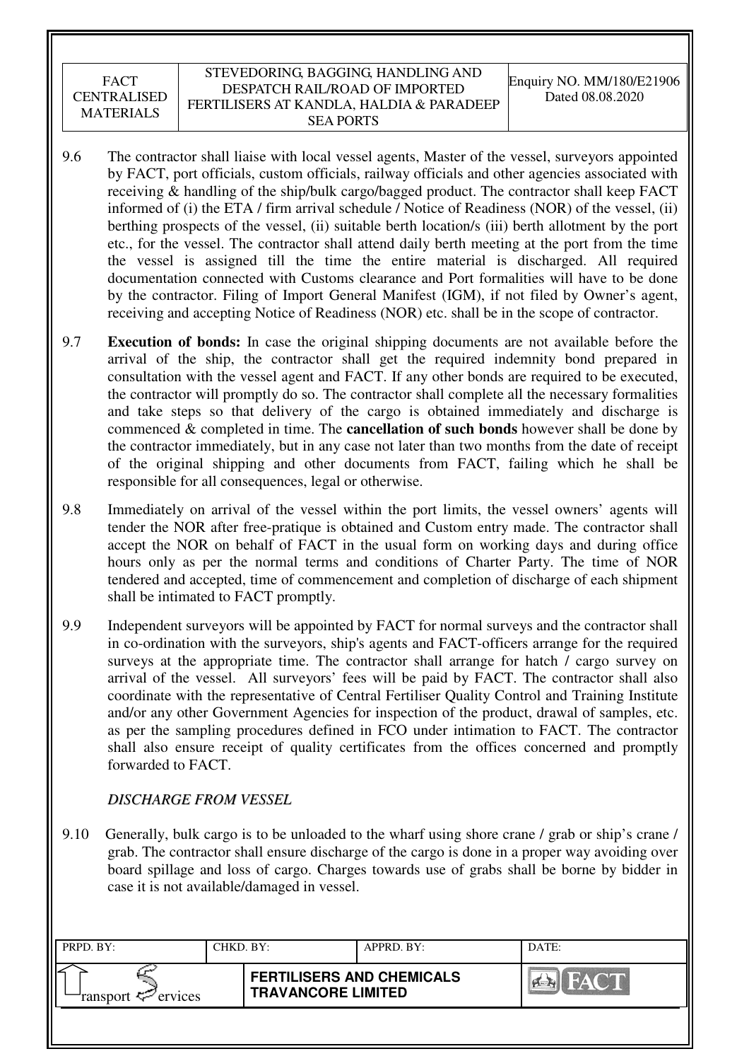9.6 The contractor shall liaise with local vessel agents, Master of the vessel, surveyors appointed by FACT, port officials, custom officials, railway officials and other agencies associated with receiving & handling of the ship/bulk cargo/bagged product. The contractor shall keep FACT informed of (i) the ETA / firm arrival schedule / Notice of Readiness (NOR) of the vessel, (ii) berthing prospects of the vessel, (ii) suitable berth location/s (iii) berth allotment by the port etc., for the vessel. The contractor shall attend daily berth meeting at the port from the time the vessel is assigned till the time the entire material is discharged. All required documentation connected with Customs clearance and Port formalities will have to be done by the contractor. Filing of Import General Manifest (IGM), if not filed by Owner's agent, receiving and accepting Notice of Readiness (NOR) etc. shall be in the scope of contractor.

9.7 **Execution of bonds:** In case the original shipping documents are not available before the arrival of the ship, the contractor shall get the required indemnity bond prepared in consultation with the vessel agent and FACT. If any other bonds are required to be executed, the contractor will promptly do so. The contractor shall complete all the necessary formalities and take steps so that delivery of the cargo is obtained immediately and discharge is commenced & completed in time. The **cancellation of such bonds** however shall be done by the contractor immediately, but in any case not later than two months from the date of receipt of the original shipping and other documents from FACT, failing which he shall be responsible for all consequences, legal or otherwise.

9.8 Immediately on arrival of the vessel within the port limits, the vessel owners' agents will tender the NOR after free-pratique is obtained and Custom entry made. The contractor shall accept the NOR on behalf of FACT in the usual form on working days and during office hours only as per the normal terms and conditions of Charter Party. The time of NOR tendered and accepted, time of commencement and completion of discharge of each shipment shall be intimated to FACT promptly.

9.9 Independent surveyors will be appointed by FACT for normal surveys and the contractor shall in co-ordination with the surveyors, ship's agents and FACT-officers arrange for the required surveys at the appropriate time. The contractor shall arrange for hatch / cargo survey on arrival of the vessel. All surveyors' fees will be paid by FACT. The contractor shall also coordinate with the representative of Central Fertiliser Quality Control and Training Institute and/or any other Government Agencies for inspection of the product, drawal of samples, etc. as per the sampling procedures defined in FCO under intimation to FACT. The contractor shall also ensure receipt of quality certificates from the offices concerned and promptly forwarded to FACT.

*DISCHARGE FROM VESSEL*

9.10 Generally, bulk cargo is to be unloaded to the wharf using shore crane / grab or ship's crane / grab. The contractor shall ensure discharge of the cargo is done in a proper way avoiding over board spillage and loss of cargo. Charges towards use of grabs shall be borne by bidder in case it is not available/damaged in vessel.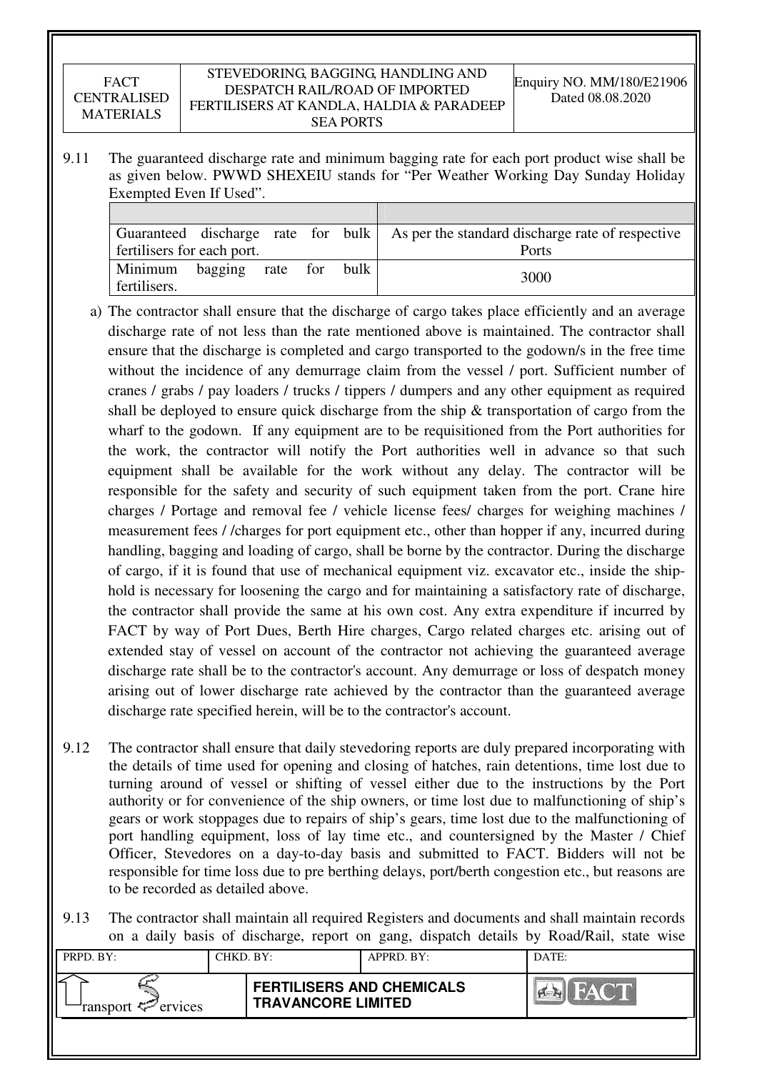9.11 The guaranteed discharge rate and minimum bagging rate for each port product wise shall be as given below. PWWD SHEXEIU stands for "Per Weather Working Day Sunday Holiday Exempted Even If Used".

| | |
|---|---|
| Guaranteed discharge rate for bulk fertilisers for each port. | As per the standard discharge rate of respective Ports |
| Minimum bagging rate for bulk fertilisers. | 3000 |

a) The contractor shall ensure that the discharge of cargo takes place efficiently and an average discharge rate of not less than the rate mentioned above is maintained. The contractor shall ensure that the discharge is completed and cargo transported to the godown/s in the free time without the incidence of any demurrage claim from the vessel / port. Sufficient number of cranes / grabs / pay loaders / trucks / tippers / dumpers and any other equipment as required shall be deployed to ensure quick discharge from the ship & transportation of cargo from the wharf to the godown. If any equipment are to be requisitioned from the Port authorities for the work, the contractor will notify the Port authorities well in advance so that such equipment shall be available for the work without any delay. The contractor will be responsible for the safety and security of such equipment taken from the port. Crane hire charges / Portage and removal fee / vehicle license fees/ charges for weighing machines / measurement fees / /charges for port equipment etc., other than hopper if any, incurred during handling, bagging and loading of cargo, shall be borne by the contractor. During the discharge of cargo, if it is found that use of mechanical equipment viz. excavator etc., inside the ship-hold is necessary for loosening the cargo and for maintaining a satisfactory rate of discharge, the contractor shall provide the same at his own cost. Any extra expenditure if incurred by FACT by way of Port Dues, Berth Hire charges, Cargo related charges etc. arising out of extended stay of vessel on account of the contractor not achieving the guaranteed average discharge rate shall be to the contractor's account. Any demurrage or loss of despatch money arising out of lower discharge rate achieved by the contractor than the guaranteed average discharge rate specified herein, will be to the contractor's account.

9.12 The contractor shall ensure that daily stevedoring reports are duly prepared incorporating with the details of time used for opening and closing of hatches, rain detentions, time lost due to turning around of vessel or shifting of vessel either due to the instructions by the Port authority or for convenience of the ship owners, or time lost due to malfunctioning of ship's gears or work stoppages due to repairs of ship's gears, time lost due to the malfunctioning of port handling equipment, loss of lay time etc., and countersigned by the Master / Chief Officer, Stevedores on a day-to-day basis and submitted to FACT. Bidders will not be responsible for time loss due to pre berthing delays, port/berth congestion etc., but reasons are to be recorded as detailed above.

9.13 The contractor shall maintain all required Registers and documents and shall maintain records on a daily basis of discharge, report on gang, dispatch details by Road/Rail, state wise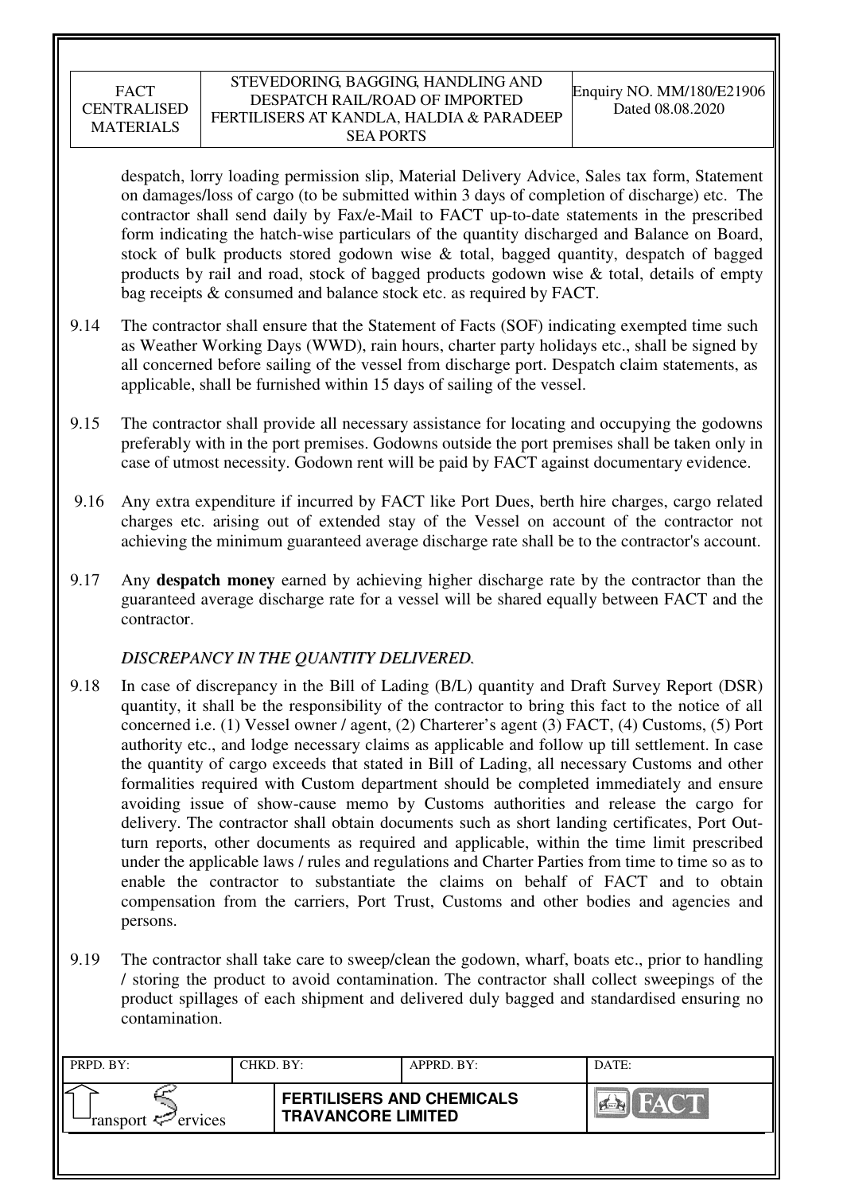despatch, lorry loading permission slip, Material Delivery Advice, Sales tax form, Statement on damages/loss of cargo (to be submitted within 3 days of completion of discharge) etc. The contractor shall send daily by Fax/e-Mail to FACT up-to-date statements in the prescribed form indicating the hatch-wise particulars of the quantity discharged and Balance on Board, stock of bulk products stored godown wise & total, bagged quantity, despatch of bagged products by rail and road, stock of bagged products godown wise & total, details of empty bag receipts & consumed and balance stock etc. as required by FACT.

9.14 The contractor shall ensure that the Statement of Facts (SOF) indicating exempted time such as Weather Working Days (WWD), rain hours, charter party holidays etc., shall be signed by all concerned before sailing of the vessel from discharge port. Despatch claim statements, as applicable, shall be furnished within 15 days of sailing of the vessel.

9.15 The contractor shall provide all necessary assistance for locating and occupying the godowns preferably with in the port premises. Godowns outside the port premises shall be taken only in case of utmost necessity. Godown rent will be paid by FACT against documentary evidence.

9.16 Any extra expenditure if incurred by FACT like Port Dues, berth hire charges, cargo related charges etc. arising out of extended stay of the Vessel on account of the contractor not achieving the minimum guaranteed average discharge rate shall be to the contractor's account.

9.17 Any **despatch money** earned by achieving higher discharge rate by the contractor than the guaranteed average discharge rate for a vessel will be shared equally between FACT and the contractor.

*DISCREPANCY IN THE QUANTITY DELIVERED.*

9.18 In case of discrepancy in the Bill of Lading (B/L) quantity and Draft Survey Report (DSR) quantity, it shall be the responsibility of the contractor to bring this fact to the notice of all concerned i.e. (1) Vessel owner / agent, (2) Charterer's agent (3) FACT, (4) Customs, (5) Port authority etc., and lodge necessary claims as applicable and follow up till settlement. In case the quantity of cargo exceeds that stated in Bill of Lading, all necessary Customs and other formalities required with Custom department should be completed immediately and ensure avoiding issue of show-cause memo by Customs authorities and release the cargo for delivery. The contractor shall obtain documents such as short landing certificates, Port Out-turn reports, other documents as required and applicable, within the time limit prescribed under the applicable laws / rules and regulations and Charter Parties from time to time so as to enable the contractor to substantiate the claims on behalf of FACT and to obtain compensation from the carriers, Port Trust, Customs and other bodies and agencies and persons.

9.19 The contractor shall take care to sweep/clean the godown, wharf, boats etc., prior to handling / storing the product to avoid contamination. The contractor shall collect sweepings of the product spillages of each shipment and delivered duly bagged and standardised ensuring no contamination.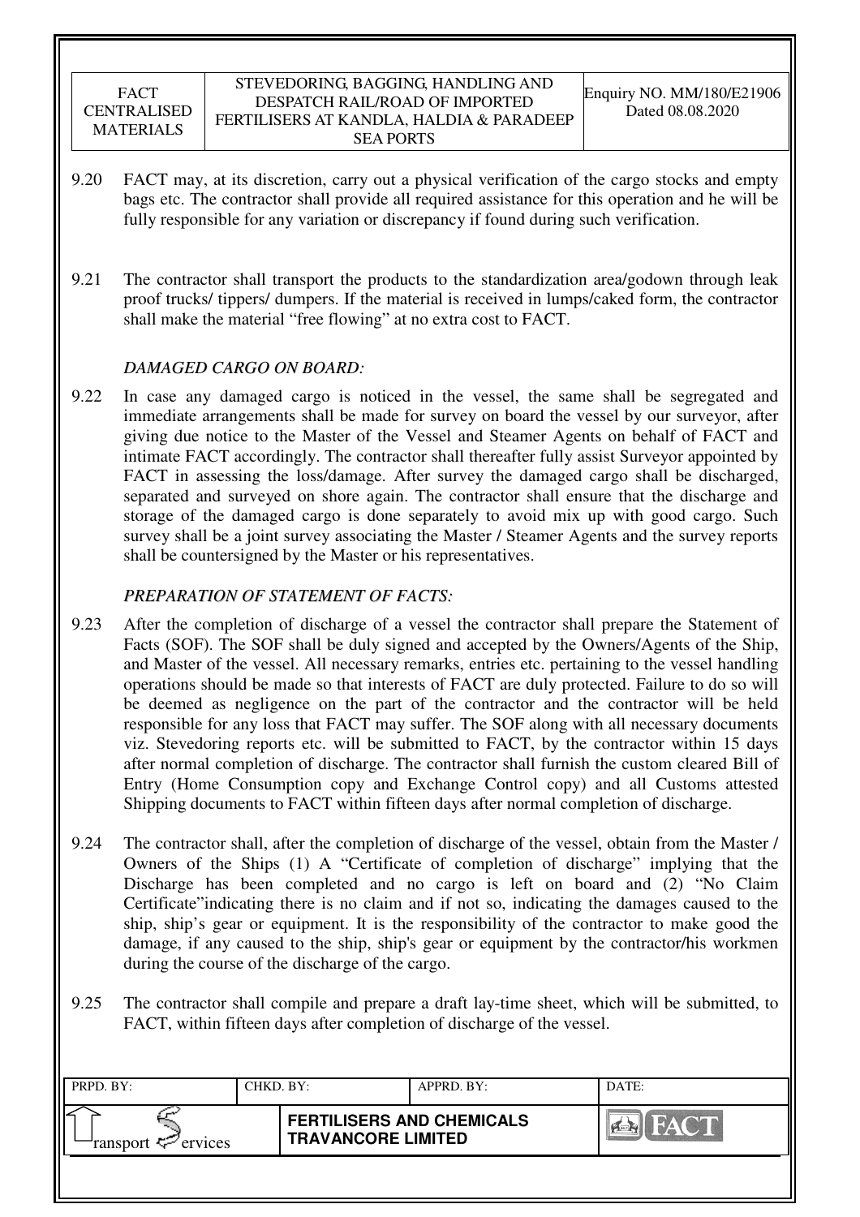9.20 FACT may, at its discretion, carry out a physical verification of the cargo stocks and empty bags etc. The contractor shall provide all required assistance for this operation and he will be fully responsible for any variation or discrepancy if found during such verification.

9.21 The contractor shall transport the products to the standardization area/godown through leak proof trucks/ tippers/ dumpers. If the material is received in lumps/caked form, the contractor shall make the material "free flowing" at no extra cost to FACT.

*DAMAGED CARGO ON BOARD:*

9.22 In case any damaged cargo is noticed in the vessel, the same shall be segregated and immediate arrangements shall be made for survey on board the vessel by our surveyor, after giving due notice to the Master of the Vessel and Steamer Agents on behalf of FACT and intimate FACT accordingly. The contractor shall thereafter fully assist Surveyor appointed by FACT in assessing the loss/damage. After survey the damaged cargo shall be discharged, separated and surveyed on shore again. The contractor shall ensure that the discharge and storage of the damaged cargo is done separately to avoid mix up with good cargo. Such survey shall be a joint survey associating the Master / Steamer Agents and the survey reports shall be countersigned by the Master or his representatives.

*PREPARATION OF STATEMENT OF FACTS:*

9.23 After the completion of discharge of a vessel the contractor shall prepare the Statement of Facts (SOF). The SOF shall be duly signed and accepted by the Owners/Agents of the Ship, and Master of the vessel. All necessary remarks, entries etc. pertaining to the vessel handling operations should be made so that interests of FACT are duly protected. Failure to do so will be deemed as negligence on the part of the contractor and the contractor will be held responsible for any loss that FACT may suffer. The SOF along with all necessary documents viz. Stevedoring reports etc. will be submitted to FACT, by the contractor within 15 days after normal completion of discharge. The contractor shall furnish the custom cleared Bill of Entry (Home Consumption copy and Exchange Control copy) and all Customs attested Shipping documents to FACT within fifteen days after normal completion of discharge.

9.24 The contractor shall, after the completion of discharge of the vessel, obtain from the Master / Owners of the Ships (1) A "Certificate of completion of discharge" implying that the Discharge has been completed and no cargo is left on board and (2) "No Claim Certificate"indicating there is no claim and if not so, indicating the damages caused to the ship, ship's gear or equipment. It is the responsibility of the contractor to make good the damage, if any caused to the ship, ship's gear or equipment by the contractor/his workmen during the course of the discharge of the cargo.

9.25 The contractor shall compile and prepare a draft lay-time sheet, which will be submitted, to FACT, within fifteen days after completion of discharge of the vessel.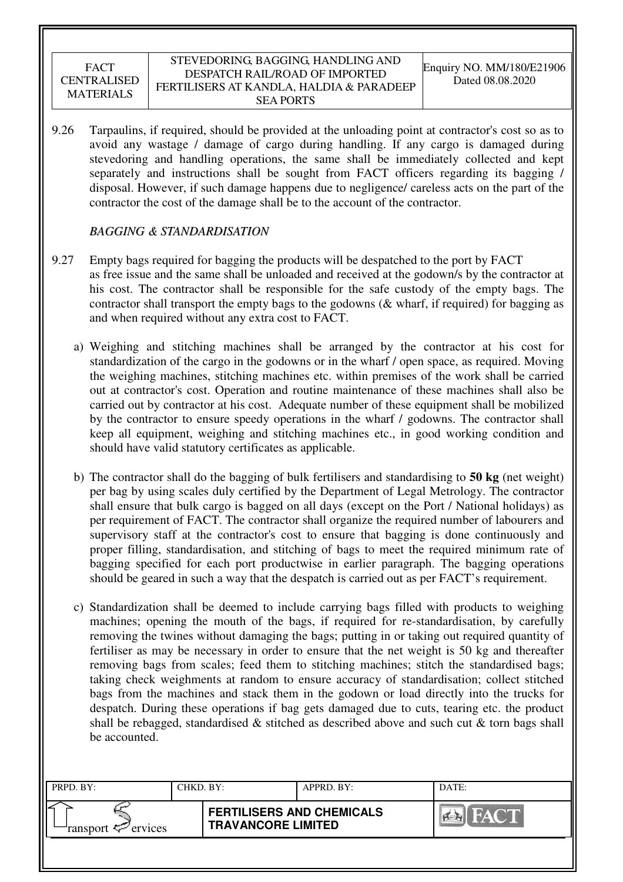9.26 Tarpaulins, if required, should be provided at the unloading point at contractor's cost so as to avoid any wastage / damage of cargo during handling. If any cargo is damaged during stevedoring and handling operations, the same shall be immediately collected and kept separately and instructions shall be sought from FACT officers regarding its bagging / disposal. However, if such damage happens due to negligence/ careless acts on the part of the contractor the cost of the damage shall be to the account of the contractor.

*BAGGING & STANDARDISATION*

9.27 Empty bags required for bagging the products will be despatched to the port by FACT as free issue and the same shall be unloaded and received at the godown/s by the contractor at his cost. The contractor shall be responsible for the safe custody of the empty bags. The contractor shall transport the empty bags to the godowns (& wharf, if required) for bagging as and when required without any extra cost to FACT.

a) Weighing and stitching machines shall be arranged by the contractor at his cost for standardization of the cargo in the godowns or in the wharf / open space, as required. Moving the weighing machines, stitching machines etc. within premises of the work shall be carried out at contractor's cost. Operation and routine maintenance of these machines shall also be carried out by contractor at his cost. Adequate number of these equipment shall be mobilized by the contractor to ensure speedy operations in the wharf / godowns. The contractor shall keep all equipment, weighing and stitching machines etc., in good working condition and should have valid statutory certificates as applicable.

b) The contractor shall do the bagging of bulk fertilisers and standardising to **50 kg** (net weight) per bag by using scales duly certified by the Department of Legal Metrology. The contractor shall ensure that bulk cargo is bagged on all days (except on the Port / National holidays) as per requirement of FACT. The contractor shall organize the required number of labourers and supervisory staff at the contractor's cost to ensure that bagging is done continuously and proper filling, standardisation, and stitching of bags to meet the required minimum rate of bagging specified for each port productwise in earlier paragraph. The bagging operations should be geared in such a way that the despatch is carried out as per FACT's requirement.

c) Standardization shall be deemed to include carrying bags filled with products to weighing machines; opening the mouth of the bags, if required for re-standardisation, by carefully removing the twines without damaging the bags; putting in or taking out required quantity of fertiliser as may be necessary in order to ensure that the net weight is 50 kg and thereafter removing bags from scales; feed them to stitching machines; stitch the standardised bags; taking check weighments at random to ensure accuracy of standardisation; collect stitched bags from the machines and stack them in the godown or load directly into the trucks for despatch. During these operations if bag gets damaged due to cuts, tearing etc. the product shall be rebagged, standardised & stitched as described above and such cut & torn bags shall be accounted.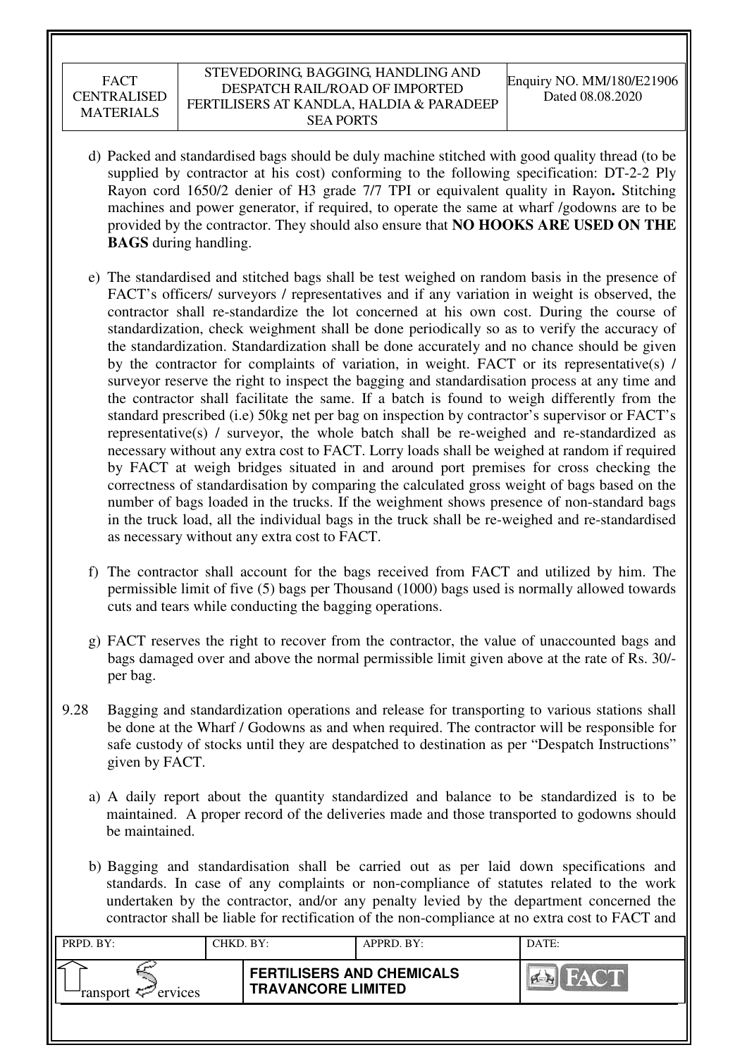d) Packed and standardised bags should be duly machine stitched with good quality thread (to be supplied by contractor at his cost) conforming to the following specification: DT-2-2 Ply Rayon cord 1650/2 denier of H3 grade 7/7 TPI or equivalent quality in Rayon**.** Stitching machines and power generator, if required, to operate the same at wharf /godowns are to be provided by the contractor. They should also ensure that **NO HOOKS ARE USED ON THE BAGS** during handling.

e) The standardised and stitched bags shall be test weighed on random basis in the presence of FACT's officers/ surveyors / representatives and if any variation in weight is observed, the contractor shall re-standardize the lot concerned at his own cost. During the course of standardization, check weighment shall be done periodically so as to verify the accuracy of the standardization. Standardization shall be done accurately and no chance should be given by the contractor for complaints of variation, in weight. FACT or its representative(s) / surveyor reserve the right to inspect the bagging and standardisation process at any time and the contractor shall facilitate the same. If a batch is found to weigh differently from the standard prescribed (i.e) 50kg net per bag on inspection by contractor's supervisor or FACT's representative(s) / surveyor, the whole batch shall be re-weighed and re-standardized as necessary without any extra cost to FACT. Lorry loads shall be weighed at random if required by FACT at weigh bridges situated in and around port premises for cross checking the correctness of standardisation by comparing the calculated gross weight of bags based on the number of bags loaded in the trucks. If the weighment shows presence of non-standard bags in the truck load, all the individual bags in the truck shall be re-weighed and re-standardised as necessary without any extra cost to FACT.

f) The contractor shall account for the bags received from FACT and utilized by him. The permissible limit of five (5) bags per Thousand (1000) bags used is normally allowed towards cuts and tears while conducting the bagging operations.

g) FACT reserves the right to recover from the contractor, the value of unaccounted bags and bags damaged over and above the normal permissible limit given above at the rate of Rs. 30/- per bag.

9.28 Bagging and standardization operations and release for transporting to various stations shall be done at the Wharf / Godowns as and when required. The contractor will be responsible for safe custody of stocks until they are despatched to destination as per "Despatch Instructions" given by FACT.

a) A daily report about the quantity standardized and balance to be standardized is to be maintained. A proper record of the deliveries made and those transported to godowns should be maintained.

b) Bagging and standardisation shall be carried out as per laid down specifications and standards. In case of any complaints or non-compliance of statutes related to the work undertaken by the contractor, and/or any penalty levied by the department concerned the contractor shall be liable for rectification of the non-compliance at no extra cost to FACT and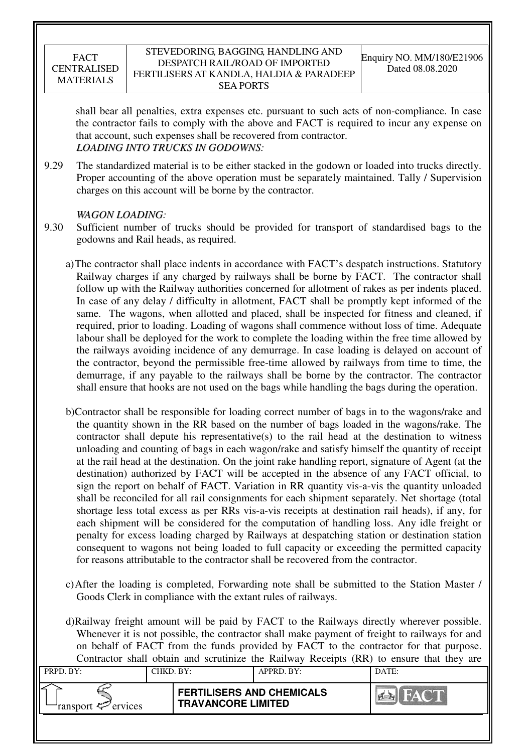shall bear all penalties, extra expenses etc. pursuant to such acts of non-compliance. In case the contractor fails to comply with the above and FACT is required to incur any expense on that account, such expenses shall be recovered from contractor.

***LOADING INTO TRUCKS IN GODOWNS:***

9.29 The standardized material is to be either stacked in the godown or loaded into trucks directly. Proper accounting of the above operation must be separately maintained. Tally / Supervision charges on this account will be borne by the contractor.

***WAGON LOADING:***

9.30 Sufficient number of trucks should be provided for transport of standardised bags to the godowns and Rail heads, as required.

a) The contractor shall place indents in accordance with FACT's despatch instructions. Statutory Railway charges if any charged by railways shall be borne by FACT. The contractor shall follow up with the Railway authorities concerned for allotment of rakes as per indents placed. In case of any delay / difficulty in allotment, FACT shall be promptly kept informed of the same. The wagons, when allotted and placed, shall be inspected for fitness and cleaned, if required, prior to loading. Loading of wagons shall commence without loss of time. Adequate labour shall be deployed for the work to complete the loading within the free time allowed by the railways avoiding incidence of any demurrage. In case loading is delayed on account of the contractor, beyond the permissible free-time allowed by railways from time to time, the demurrage, if any payable to the railways shall be borne by the contractor. The contractor shall ensure that hooks are not used on the bags while handling the bags during the operation.

b) Contractor shall be responsible for loading correct number of bags in to the wagons/rake and the quantity shown in the RR based on the number of bags loaded in the wagons/rake. The contractor shall depute his representative(s) to the rail head at the destination to witness unloading and counting of bags in each wagon/rake and satisfy himself the quantity of receipt at the rail head at the destination. On the joint rake handling report, signature of Agent (at the destination) authorized by FACT will be accepted in the absence of any FACT official, to sign the report on behalf of FACT. Variation in RR quantity vis-a-vis the quantity unloaded shall be reconciled for all rail consignments for each shipment separately. Net shortage (total shortage less total excess as per RRs vis-a-vis receipts at destination rail heads), if any, for each shipment will be considered for the computation of handling loss. Any idle freight or penalty for excess loading charged by Railways at despatching station or destination station consequent to wagons not being loaded to full capacity or exceeding the permitted capacity for reasons attributable to the contractor shall be recovered from the contractor.

c) After the loading is completed, Forwarding note shall be submitted to the Station Master / Goods Clerk in compliance with the extant rules of railways.

d) Railway freight amount will be paid by FACT to the Railways directly wherever possible. Whenever it is not possible, the contractor shall make payment of freight to railways for and on behalf of FACT from the funds provided by FACT to the contractor for that purpose. Contractor shall obtain and scrutinize the Railway Receipts (RR) to ensure that they are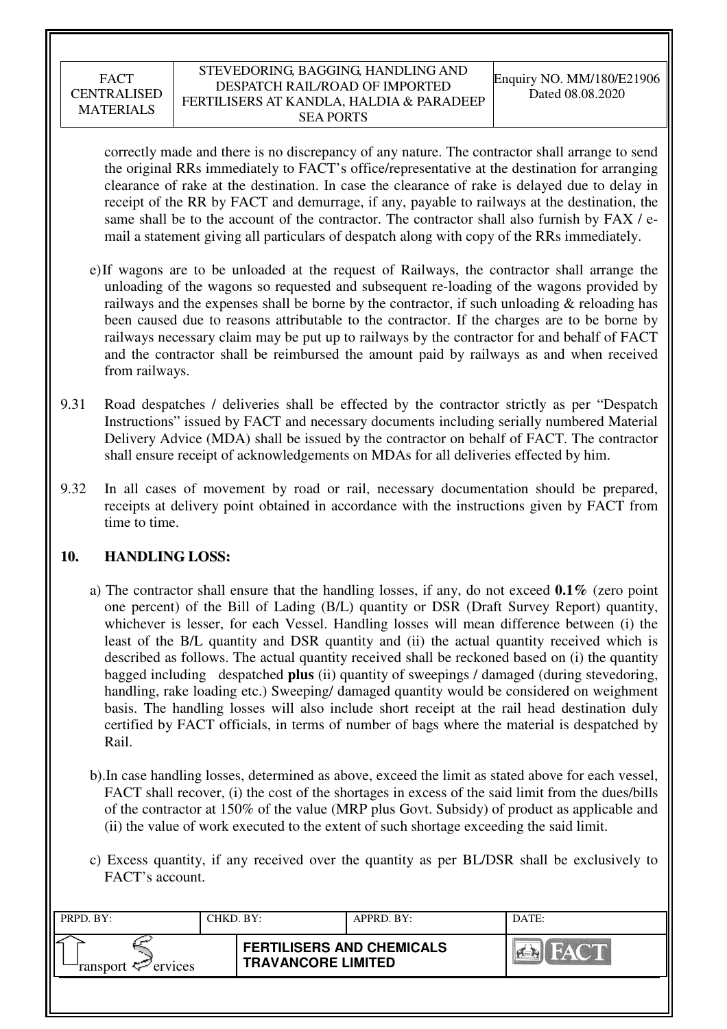correctly made and there is no discrepancy of any nature. The contractor shall arrange to send the original RRs immediately to FACT's office/representative at the destination for arranging clearance of rake at the destination. In case the clearance of rake is delayed due to delay in receipt of the RR by FACT and demurrage, if any, payable to railways at the destination, the same shall be to the account of the contractor. The contractor shall also furnish by FAX / e-mail a statement giving all particulars of despatch along with copy of the RRs immediately.

e) If wagons are to be unloaded at the request of Railways, the contractor shall arrange the unloading of the wagons so requested and subsequent re-loading of the wagons provided by railways and the expenses shall be borne by the contractor, if such unloading & reloading has been caused due to reasons attributable to the contractor. If the charges are to be borne by railways necessary claim may be put up to railways by the contractor for and behalf of FACT and the contractor shall be reimbursed the amount paid by railways as and when received from railways.

9.31 Road despatches / deliveries shall be effected by the contractor strictly as per "Despatch Instructions" issued by FACT and necessary documents including serially numbered Material Delivery Advice (MDA) shall be issued by the contractor on behalf of FACT. The contractor shall ensure receipt of acknowledgements on MDAs for all deliveries effected by him.

9.32 In all cases of movement by road or rail, necessary documentation should be prepared, receipts at delivery point obtained in accordance with the instructions given by FACT from time to time.

## 10. HANDLING LOSS:

a) The contractor shall ensure that the handling losses, if any, do not exceed **0.1%** (zero point one percent) of the Bill of Lading (B/L) quantity or DSR (Draft Survey Report) quantity, whichever is lesser, for each Vessel. Handling losses will mean difference between (i) the least of the B/L quantity and DSR quantity and (ii) the actual quantity received which is described as follows. The actual quantity received shall be reckoned based on (i) the quantity bagged including despatched **plus** (ii) quantity of sweepings / damaged (during stevedoring, handling, rake loading etc.) Sweeping/ damaged quantity would be considered on weighment basis. The handling losses will also include short receipt at the rail head destination duly certified by FACT officials, in terms of number of bags where the material is despatched by Rail.

b). In case handling losses, determined as above, exceed the limit as stated above for each vessel, FACT shall recover, (i) the cost of the shortages in excess of the said limit from the dues/bills of the contractor at 150% of the value (MRP plus Govt. Subsidy) of product as applicable and (ii) the value of work executed to the extent of such shortage exceeding the said limit.

c) Excess quantity, if any received over the quantity as per BL/DSR shall be exclusively to FACT's account.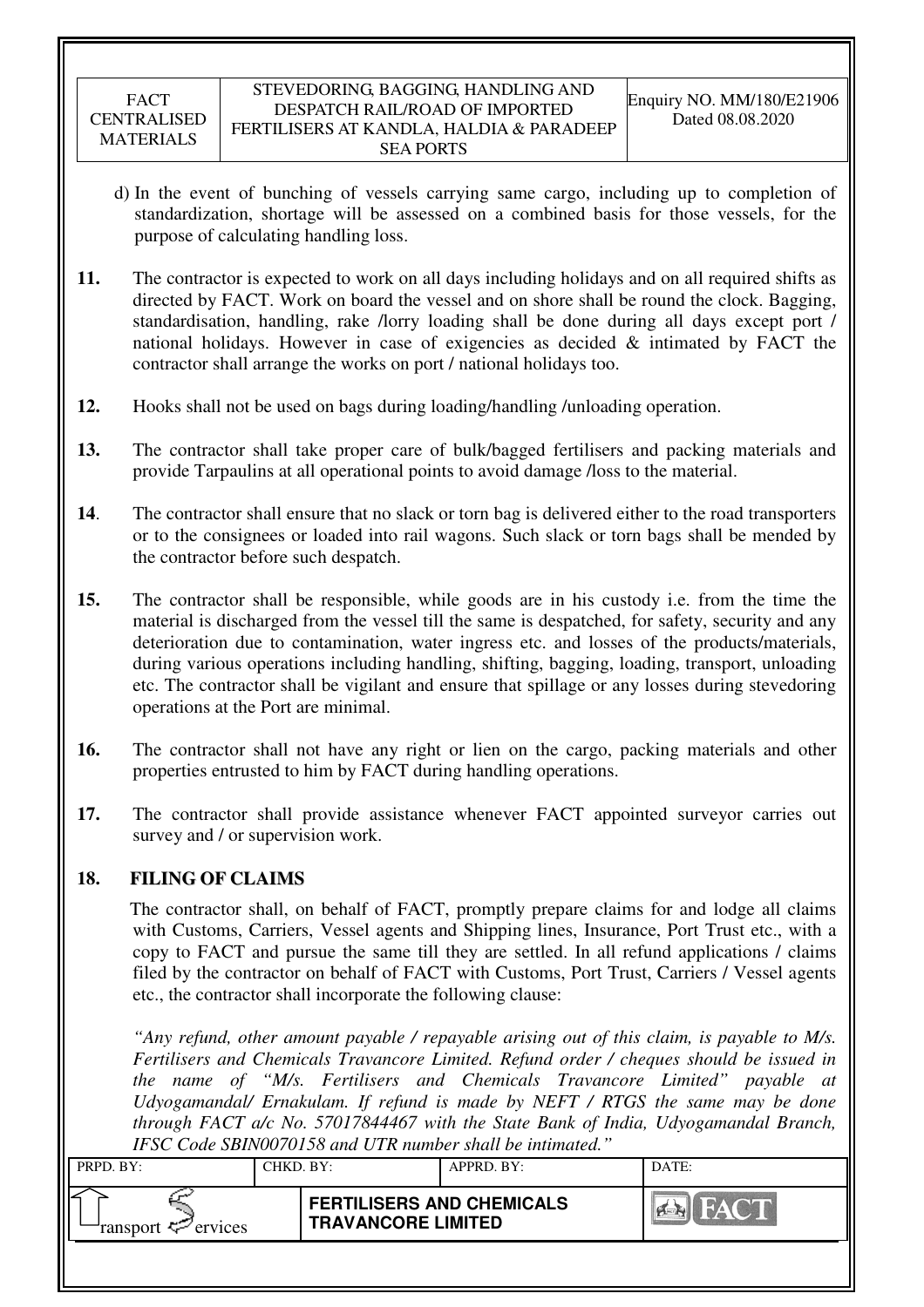d) In the event of bunching of vessels carrying same cargo, including up to completion of standardization, shortage will be assessed on a combined basis for those vessels, for the purpose of calculating handling loss.

**11.** The contractor is expected to work on all days including holidays and on all required shifts as directed by FACT. Work on board the vessel and on shore shall be round the clock. Bagging, standardisation, handling, rake /lorry loading shall be done during all days except port / national holidays. However in case of exigencies as decided & intimated by FACT the contractor shall arrange the works on port / national holidays too.

**12.** Hooks shall not be used on bags during loading/handling /unloading operation.

**13.** The contractor shall take proper care of bulk/bagged fertilisers and packing materials and provide Tarpaulins at all operational points to avoid damage /loss to the material.

**14**. The contractor shall ensure that no slack or torn bag is delivered either to the road transporters or to the consignees or loaded into rail wagons. Such slack or torn bags shall be mended by the contractor before such despatch.

**15.** The contractor shall be responsible, while goods are in his custody i.e. from the time the material is discharged from the vessel till the same is despatched, for safety, security and any deterioration due to contamination, water ingress etc. and losses of the products/materials, during various operations including handling, shifting, bagging, loading, transport, unloading etc. The contractor shall be vigilant and ensure that spillage or any losses during stevedoring operations at the Port are minimal.

**16.** The contractor shall not have any right or lien on the cargo, packing materials and other properties entrusted to him by FACT during handling operations.

**17.** The contractor shall provide assistance whenever FACT appointed surveyor carries out survey and / or supervision work.

## 18. FILING OF CLAIMS

The contractor shall, on behalf of FACT, promptly prepare claims for and lodge all claims with Customs, Carriers, Vessel agents and Shipping lines, Insurance, Port Trust etc., with a copy to FACT and pursue the same till they are settled. In all refund applications / claims filed by the contractor on behalf of FACT with Customs, Port Trust, Carriers / Vessel agents etc., the contractor shall incorporate the following clause:

*"Any refund, other amount payable / repayable arising out of this claim, is payable to M/s. Fertilisers and Chemicals Travancore Limited. Refund order / cheques should be issued in the name of "M/s. Fertilisers and Chemicals Travancore Limited" payable at Udyogamandal/ Ernakulam. If refund is made by NEFT / RTGS the same may be done through FACT a/c No. 57017844467 with the State Bank of India, Udyogamandal Branch, IFSC Code SBIN0070158 and UTR number shall be intimated."*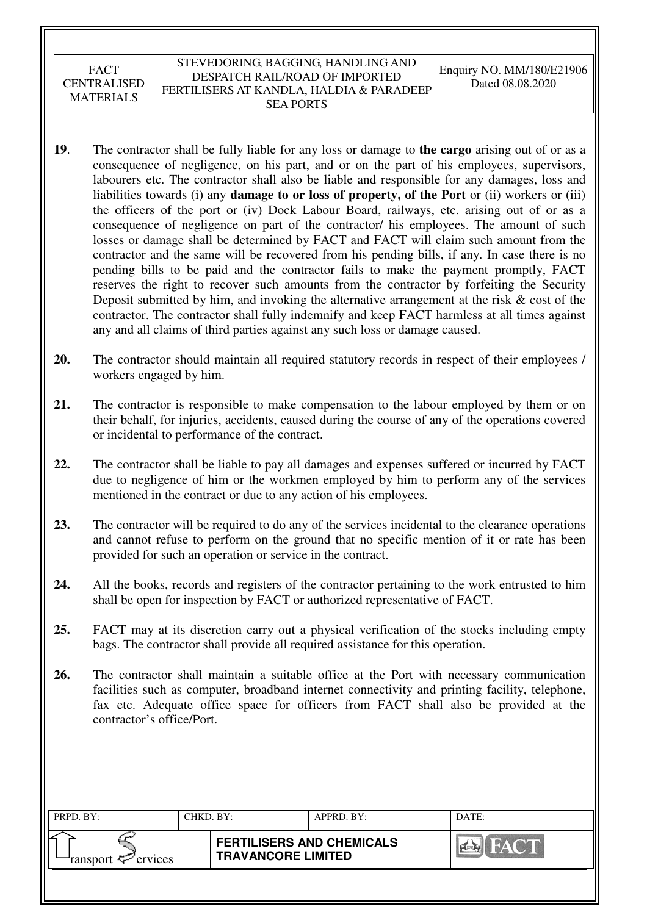**19**. The contractor shall be fully liable for any loss or damage to **the cargo** arising out of or as a consequence of negligence, on his part, and or on the part of his employees, supervisors, labourers etc. The contractor shall also be liable and responsible for any damages, loss and liabilities towards (i) any **damage to or loss of property, of the Port** or (ii) workers or (iii) the officers of the port or (iv) Dock Labour Board, railways, etc. arising out of or as a consequence of negligence on part of the contractor/ his employees. The amount of such losses or damage shall be determined by FACT and FACT will claim such amount from the contractor and the same will be recovered from his pending bills, if any. In case there is no pending bills to be paid and the contractor fails to make the payment promptly, FACT reserves the right to recover such amounts from the contractor by forfeiting the Security Deposit submitted by him, and invoking the alternative arrangement at the risk & cost of the contractor. The contractor shall fully indemnify and keep FACT harmless at all times against any and all claims of third parties against any such loss or damage caused.

**20.** The contractor should maintain all required statutory records in respect of their employees / workers engaged by him.

**21.** The contractor is responsible to make compensation to the labour employed by them or on their behalf, for injuries, accidents, caused during the course of any of the operations covered or incidental to performance of the contract.

**22.** The contractor shall be liable to pay all damages and expenses suffered or incurred by FACT due to negligence of him or the workmen employed by him to perform any of the services mentioned in the contract or due to any action of his employees.

**23.** The contractor will be required to do any of the services incidental to the clearance operations and cannot refuse to perform on the ground that no specific mention of it or rate has been provided for such an operation or service in the contract.

**24.** All the books, records and registers of the contractor pertaining to the work entrusted to him shall be open for inspection by FACT or authorized representative of FACT.

**25.** FACT may at its discretion carry out a physical verification of the stocks including empty bags. The contractor shall provide all required assistance for this operation.

**26.** The contractor shall maintain a suitable office at the Port with necessary communication facilities such as computer, broadband internet connectivity and printing facility, telephone, fax etc. Adequate office space for officers from FACT shall also be provided at the contractor's office/Port.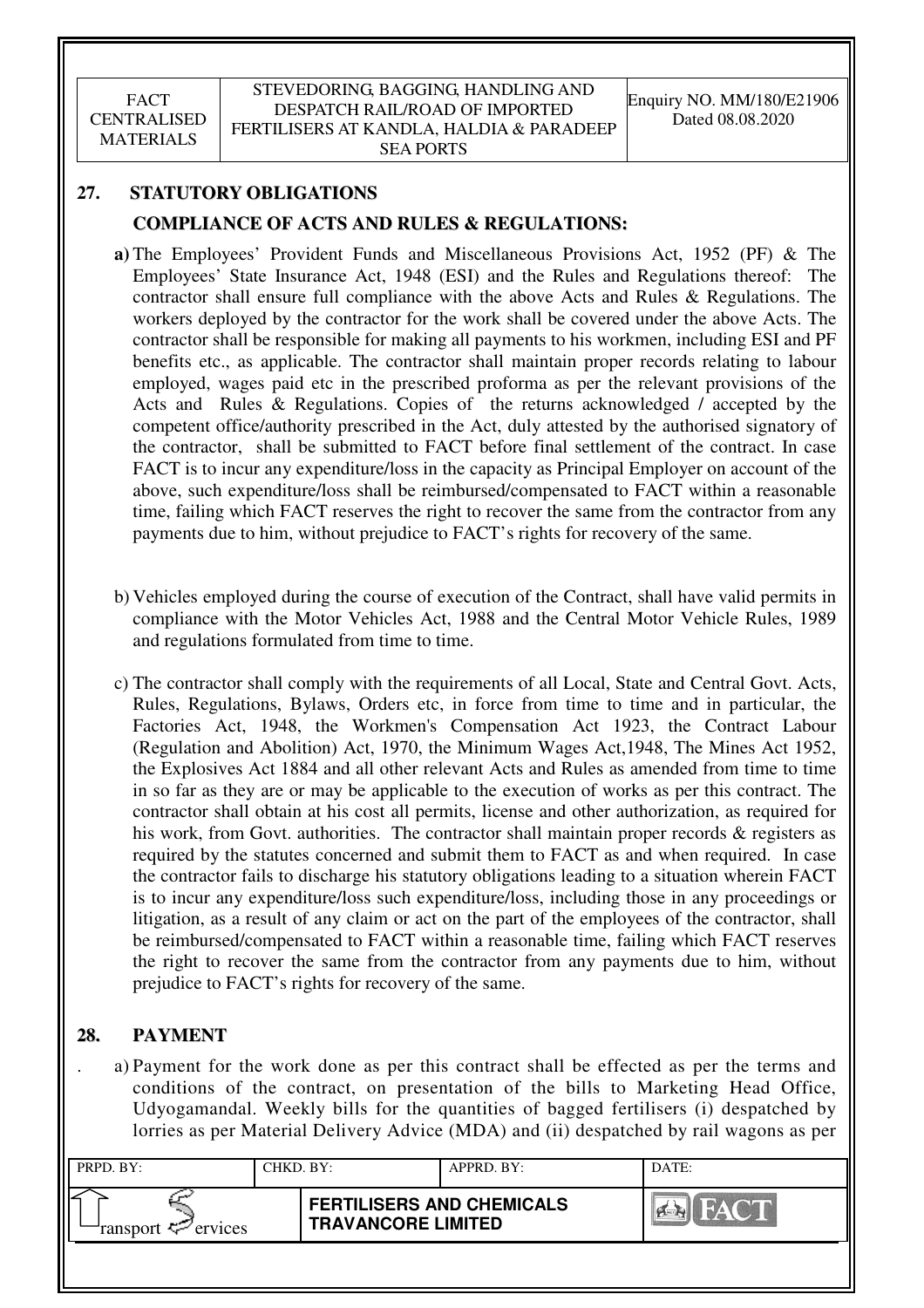## 27. STATUTORY OBLIGATIONS

### COMPLIANCE OF ACTS AND RULES & REGULATIONS:

**a)** The Employees' Provident Funds and Miscellaneous Provisions Act, 1952 (PF) & The Employees' State Insurance Act, 1948 (ESI) and the Rules and Regulations thereof: The contractor shall ensure full compliance with the above Acts and Rules & Regulations. The workers deployed by the contractor for the work shall be covered under the above Acts. The contractor shall be responsible for making all payments to his workmen, including ESI and PF benefits etc., as applicable. The contractor shall maintain proper records relating to labour employed, wages paid etc in the prescribed proforma as per the relevant provisions of the Acts and Rules & Regulations. Copies of the returns acknowledged / accepted by the competent office/authority prescribed in the Act, duly attested by the authorised signatory of the contractor, shall be submitted to FACT before final settlement of the contract. In case FACT is to incur any expenditure/loss in the capacity as Principal Employer on account of the above, such expenditure/loss shall be reimbursed/compensated to FACT within a reasonable time, failing which FACT reserves the right to recover the same from the contractor from any payments due to him, without prejudice to FACT's rights for recovery of the same.

b) Vehicles employed during the course of execution of the Contract, shall have valid permits in compliance with the Motor Vehicles Act, 1988 and the Central Motor Vehicle Rules, 1989 and regulations formulated from time to time.

c) The contractor shall comply with the requirements of all Local, State and Central Govt. Acts, Rules, Regulations, Bylaws, Orders etc, in force from time to time and in particular, the Factories Act, 1948, the Workmen's Compensation Act 1923, the Contract Labour (Regulation and Abolition) Act, 1970, the Minimum Wages Act,1948, The Mines Act 1952, the Explosives Act 1884 and all other relevant Acts and Rules as amended from time to time in so far as they are or may be applicable to the execution of works as per this contract. The contractor shall obtain at his cost all permits, license and other authorization, as required for his work, from Govt. authorities. The contractor shall maintain proper records & registers as required by the statutes concerned and submit them to FACT as and when required. In case the contractor fails to discharge his statutory obligations leading to a situation wherein FACT is to incur any expenditure/loss such expenditure/loss, including those in any proceedings or litigation, as a result of any claim or act on the part of the employees of the contractor, shall be reimbursed/compensated to FACT within a reasonable time, failing which FACT reserves the right to recover the same from the contractor from any payments due to him, without prejudice to FACT's rights for recovery of the same.

## 28. PAYMENT

a) Payment for the work done as per this contract shall be effected as per the terms and conditions of the contract, on presentation of the bills to Marketing Head Office, Udyogamandal. Weekly bills for the quantities of bagged fertilisers (i) despatched by lorries as per Material Delivery Advice (MDA) and (ii) despatched by rail wagons as per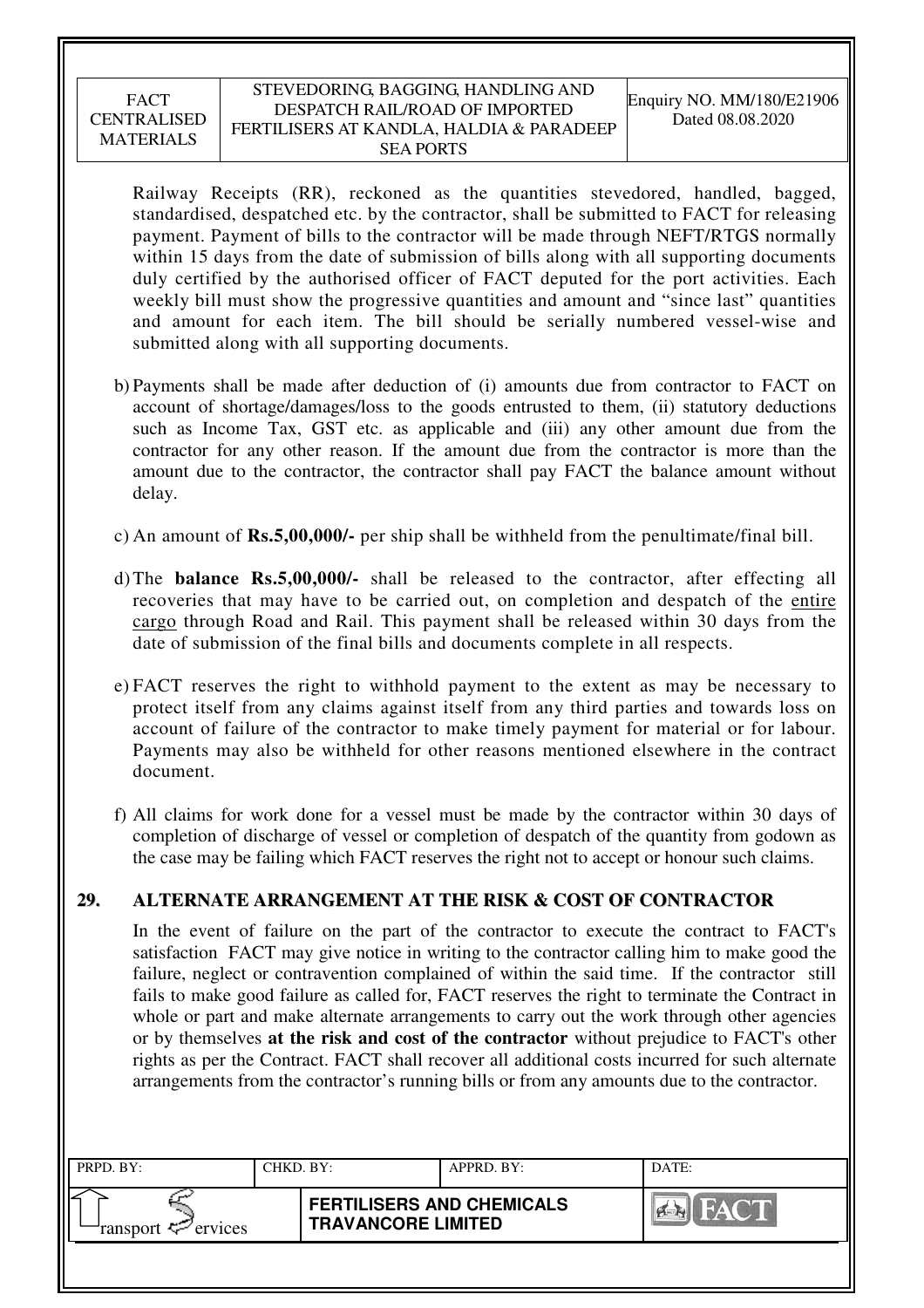Railway Receipts (RR), reckoned as the quantities stevedored, handled, bagged, standardised, despatched etc. by the contractor, shall be submitted to FACT for releasing payment. Payment of bills to the contractor will be made through NEFT/RTGS normally within 15 days from the date of submission of bills along with all supporting documents duly certified by the authorised officer of FACT deputed for the port activities. Each weekly bill must show the progressive quantities and amount and "since last" quantities and amount for each item. The bill should be serially numbered vessel-wise and submitted along with all supporting documents.

b) Payments shall be made after deduction of (i) amounts due from contractor to FACT on account of shortage/damages/loss to the goods entrusted to them, (ii) statutory deductions such as Income Tax, GST etc. as applicable and (iii) any other amount due from the contractor for any other reason. If the amount due from the contractor is more than the amount due to the contractor, the contractor shall pay FACT the balance amount without delay.

c) An amount of **Rs.5,00,000/-** per ship shall be withheld from the penultimate/final bill.

d) The **balance Rs.5,00,000/-** shall be released to the contractor, after effecting all recoveries that may have to be carried out, on completion and despatch of the entire cargo through Road and Rail. This payment shall be released within 30 days from the date of submission of the final bills and documents complete in all respects.

e) FACT reserves the right to withhold payment to the extent as may be necessary to protect itself from any claims against itself from any third parties and towards loss on account of failure of the contractor to make timely payment for material or for labour. Payments may also be withheld for other reasons mentioned elsewhere in the contract document.

f) All claims for work done for a vessel must be made by the contractor within 30 days of completion of discharge of vessel or completion of despatch of the quantity from godown as the case may be failing which FACT reserves the right not to accept or honour such claims.

## 29. ALTERNATE ARRANGEMENT AT THE RISK & COST OF CONTRACTOR

In the event of failure on the part of the contractor to execute the contract to FACT's satisfaction FACT may give notice in writing to the contractor calling him to make good the failure, neglect or contravention complained of within the said time. If the contractor still fails to make good failure as called for, FACT reserves the right to terminate the Contract in whole or part and make alternate arrangements to carry out the work through other agencies or by themselves **at the risk and cost of the contractor** without prejudice to FACT's other rights as per the Contract. FACT shall recover all additional costs incurred for such alternate arrangements from the contractor's running bills or from any amounts due to the contractor.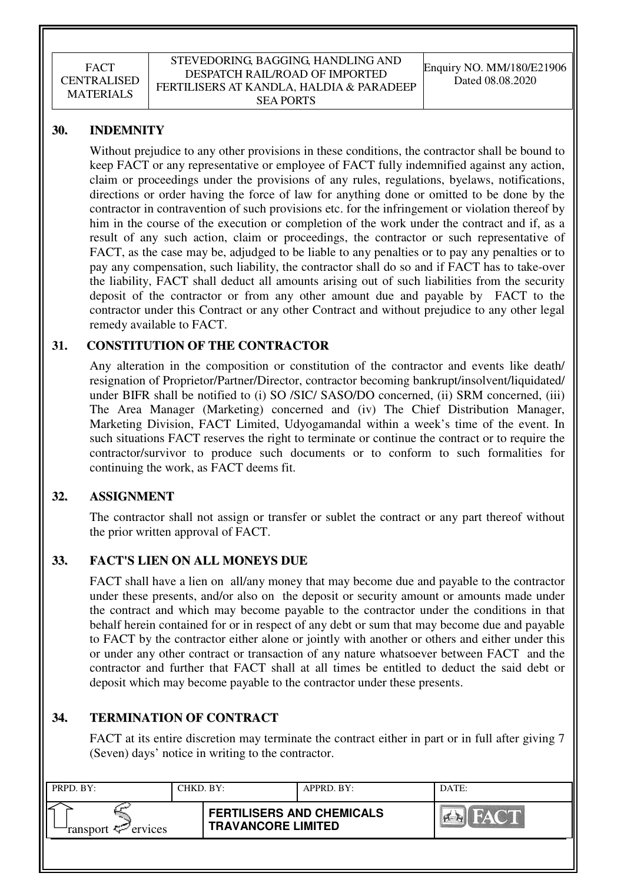## 30. INDEMNITY

Without prejudice to any other provisions in these conditions, the contractor shall be bound to keep FACT or any representative or employee of FACT fully indemnified against any action, claim or proceedings under the provisions of any rules, regulations, byelaws, notifications, directions or order having the force of law for anything done or omitted to be done by the contractor in contravention of such provisions etc. for the infringement or violation thereof by him in the course of the execution or completion of the work under the contract and if, as a result of any such action, claim or proceedings, the contractor or such representative of FACT, as the case may be, adjudged to be liable to any penalties or to pay any penalties or to pay any compensation, such liability, the contractor shall do so and if FACT has to take-over the liability, FACT shall deduct all amounts arising out of such liabilities from the security deposit of the contractor or from any other amount due and payable by FACT to the contractor under this Contract or any other Contract and without prejudice to any other legal remedy available to FACT.

## 31. CONSTITUTION OF THE CONTRACTOR

Any alteration in the composition or constitution of the contractor and events like death/ resignation of Proprietor/Partner/Director, contractor becoming bankrupt/insolvent/liquidated/ under BIFR shall be notified to (i) SO /SIC/ SASO/DO concerned, (ii) SRM concerned, (iii) The Area Manager (Marketing) concerned and (iv) The Chief Distribution Manager, Marketing Division, FACT Limited, Udyogamandal within a week's time of the event. In such situations FACT reserves the right to terminate or continue the contract or to require the contractor/survivor to produce such documents or to conform to such formalities for continuing the work, as FACT deems fit.

## 32. ASSIGNMENT

The contractor shall not assign or transfer or sublet the contract or any part thereof without the prior written approval of FACT.

## 33. FACT'S LIEN ON ALL MONEYS DUE

FACT shall have a lien on all/any money that may become due and payable to the contractor under these presents, and/or also on the deposit or security amount or amounts made under the contract and which may become payable to the contractor under the conditions in that behalf herein contained for or in respect of any debt or sum that may become due and payable to FACT by the contractor either alone or jointly with another or others and either under this or under any other contract or transaction of any nature whatsoever between FACT and the contractor and further that FACT shall at all times be entitled to deduct the said debt or deposit which may become payable to the contractor under these presents.

## 34. TERMINATION OF CONTRACT

FACT at its entire discretion may terminate the contract either in part or in full after giving 7 (Seven) days' notice in writing to the contractor.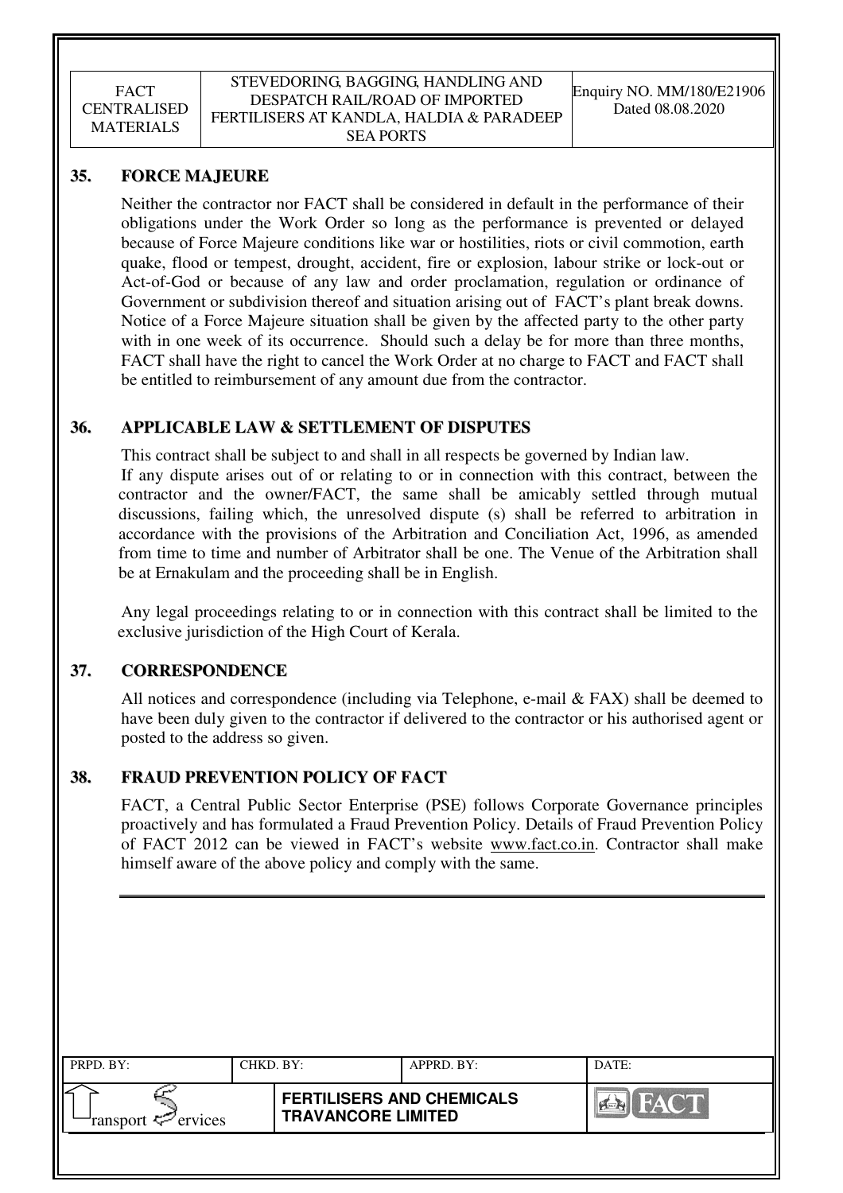## 35. FORCE MAJEURE

Neither the contractor nor FACT shall be considered in default in the performance of their obligations under the Work Order so long as the performance is prevented or delayed because of Force Majeure conditions like war or hostilities, riots or civil commotion, earth quake, flood or tempest, drought, accident, fire or explosion, labour strike or lock-out or Act-of-God or because of any law and order proclamation, regulation or ordinance of Government or subdivision thereof and situation arising out of FACT's plant break downs. Notice of a Force Majeure situation shall be given by the affected party to the other party with in one week of its occurrence. Should such a delay be for more than three months, FACT shall have the right to cancel the Work Order at no charge to FACT and FACT shall be entitled to reimbursement of any amount due from the contractor.

## 36. APPLICABLE LAW & SETTLEMENT OF DISPUTES

This contract shall be subject to and shall in all respects be governed by Indian law.

If any dispute arises out of or relating to or in connection with this contract, between the contractor and the owner/FACT, the same shall be amicably settled through mutual discussions, failing which, the unresolved dispute (s) shall be referred to arbitration in accordance with the provisions of the Arbitration and Conciliation Act, 1996, as amended from time to time and number of Arbitrator shall be one. The Venue of the Arbitration shall be at Ernakulam and the proceeding shall be in English.

Any legal proceedings relating to or in connection with this contract shall be limited to the exclusive jurisdiction of the High Court of Kerala.

## 37. CORRESPONDENCE

All notices and correspondence (including via Telephone, e-mail & FAX) shall be deemed to have been duly given to the contractor if delivered to the contractor or his authorised agent or posted to the address so given.

## 38. FRAUD PREVENTION POLICY OF FACT

FACT, a Central Public Sector Enterprise (PSE) follows Corporate Governance principles proactively and has formulated a Fraud Prevention Policy. Details of Fraud Prevention Policy of FACT 2012 can be viewed in FACT's website www.fact.co.in. Contractor shall make himself aware of the above policy and comply with the same.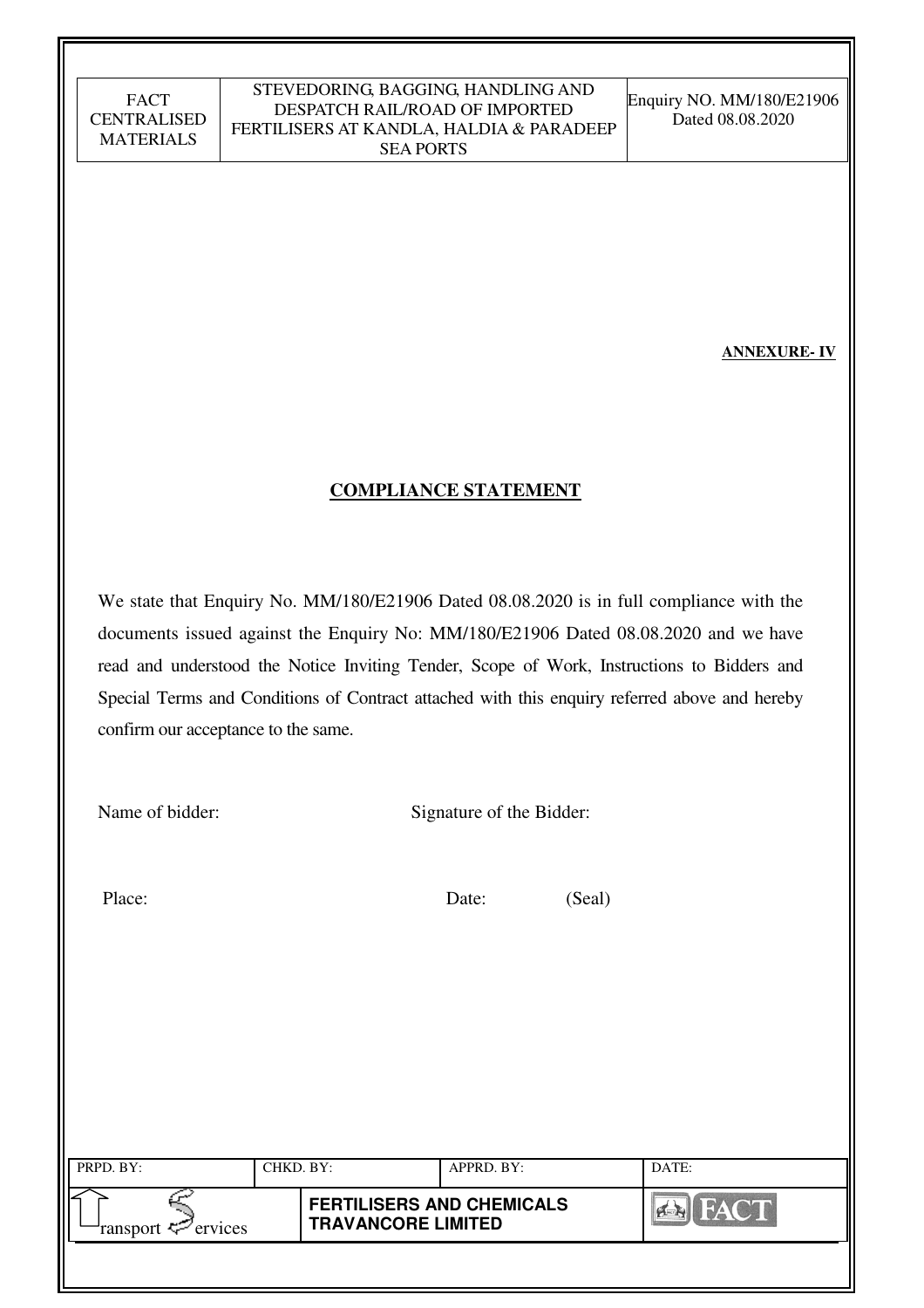**ANNEXURE- IV**

## COMPLIANCE STATEMENT

We state that Enquiry No. MM/180/E21906 Dated 08.08.2020 is in full compliance with the documents issued against the Enquiry No: MM/180/E21906 Dated 08.08.2020 and we have read and understood the Notice Inviting Tender, Scope of Work, Instructions to Bidders and Special Terms and Conditions of Contract attached with this enquiry referred above and hereby confirm our acceptance to the same.

Name of bidder: Signature of the Bidder:

Place: Date: (Seal)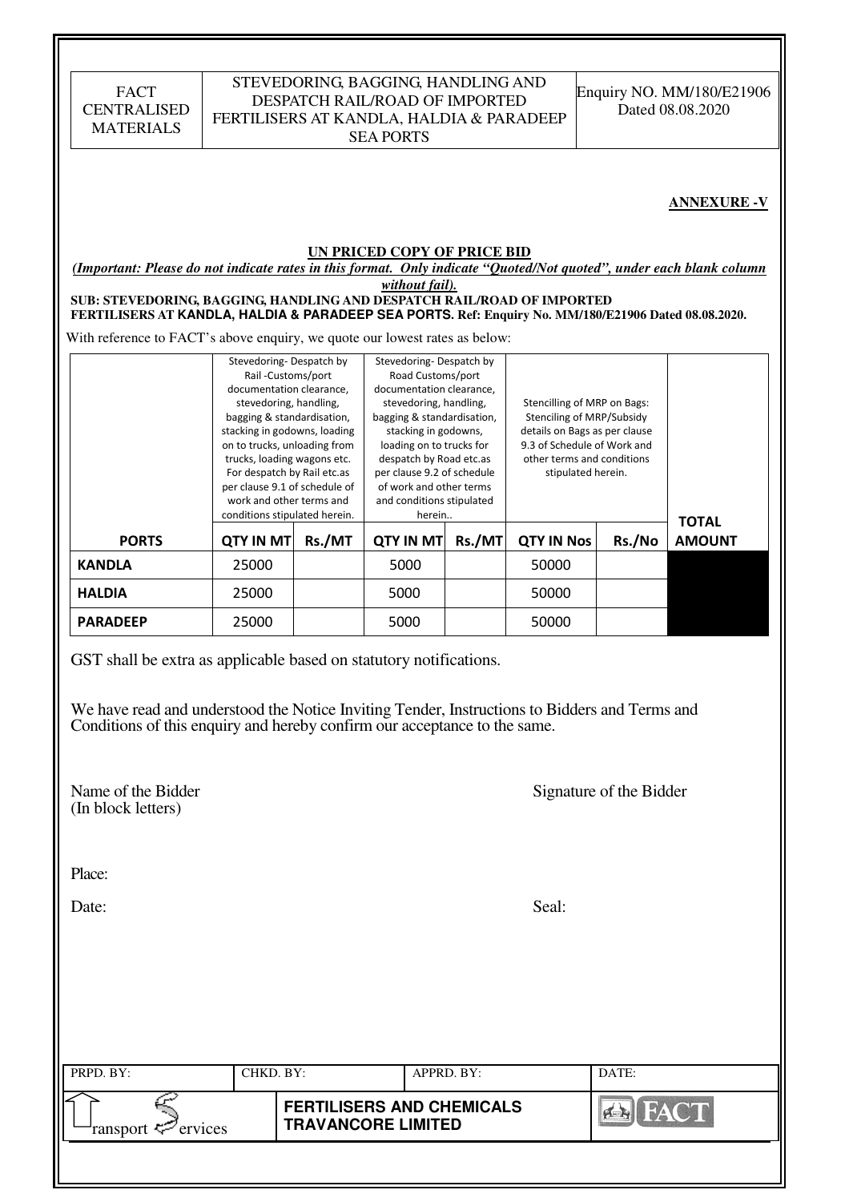**ANNEXURE -V**

**UN PRICED COPY OF PRICE BID**

***(Important: Please do not indicate rates in this format. Only indicate "Quoted/Not quoted", under each blank column without fail).***

**SUB: STEVEDORING, BAGGING, HANDLING AND DESPATCH RAIL/ROAD OF IMPORTED FERTILISERS AT KANDLA, HALDIA & PARADEEP SEA PORTS. Ref: Enquiry No. MM/180/E21906 Dated 08.08.2020.**

With reference to FACT's above enquiry, we quote our lowest rates as below:

| | Stevedoring- Despatch by Rail -Customs/port documentation clearance, stevedoring, handling, bagging & standardisation, stacking in godowns, loading on to trucks, unloading from trucks, loading wagons etc. For despatch by Rail etc.as per clause 9.1 of schedule of work and other terms and conditions stipulated herein. | | Stevedoring- Despatch by Road Customs/port documentation clearance, stevedoring, handling, bagging & standardisation, stacking in godowns, loading on to trucks for despatch by Road etc.as per clause 9.2 of schedule of work and other terms and conditions stipulated herein.. | | Stencilling of MRP on Bags: Stenciling of MRP/Subsidy details on Bags as per clause 9.3 of Schedule of Work and other terms and conditions stipulated herein. | | |
|---|---|---|---|---|---|---|---|
| **PORTS** | **QTY IN MT** | **Rs./MT** | **QTY IN MT** | **Rs./MT** | **QTY IN Nos** | **Rs./No** | **TOTAL AMOUNT** |
| **KANDLA** | 25000 | | 5000 | | 50000 | | |
| **HALDIA** | 25000 | | 5000 | | 50000 | | |
| **PARADEEP** | 25000 | | 5000 | | 50000 | | |

GST shall be extra as applicable based on statutory notifications.

We have read and understood the Notice Inviting Tender, Instructions to Bidders and Terms and Conditions of this enquiry and hereby confirm our acceptance to the same.

Name of the Bidder
(In block letters)

Signature of the Bidder

Place:

Date:

Seal: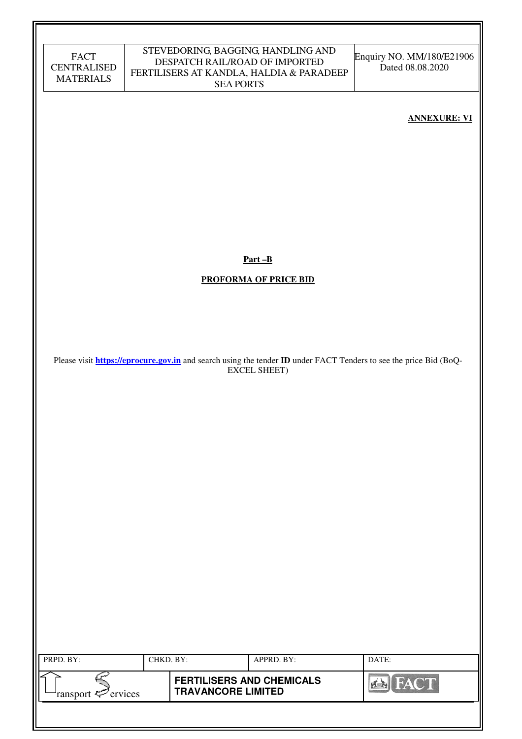**ANNEXURE: VI**

**Part –B**

**PROFORMA OF PRICE BID**

Please visit **https://eprocure.gov.in** and search using the tender **ID** under FACT Tenders to see the price Bid (BoQ-EXCEL SHEET)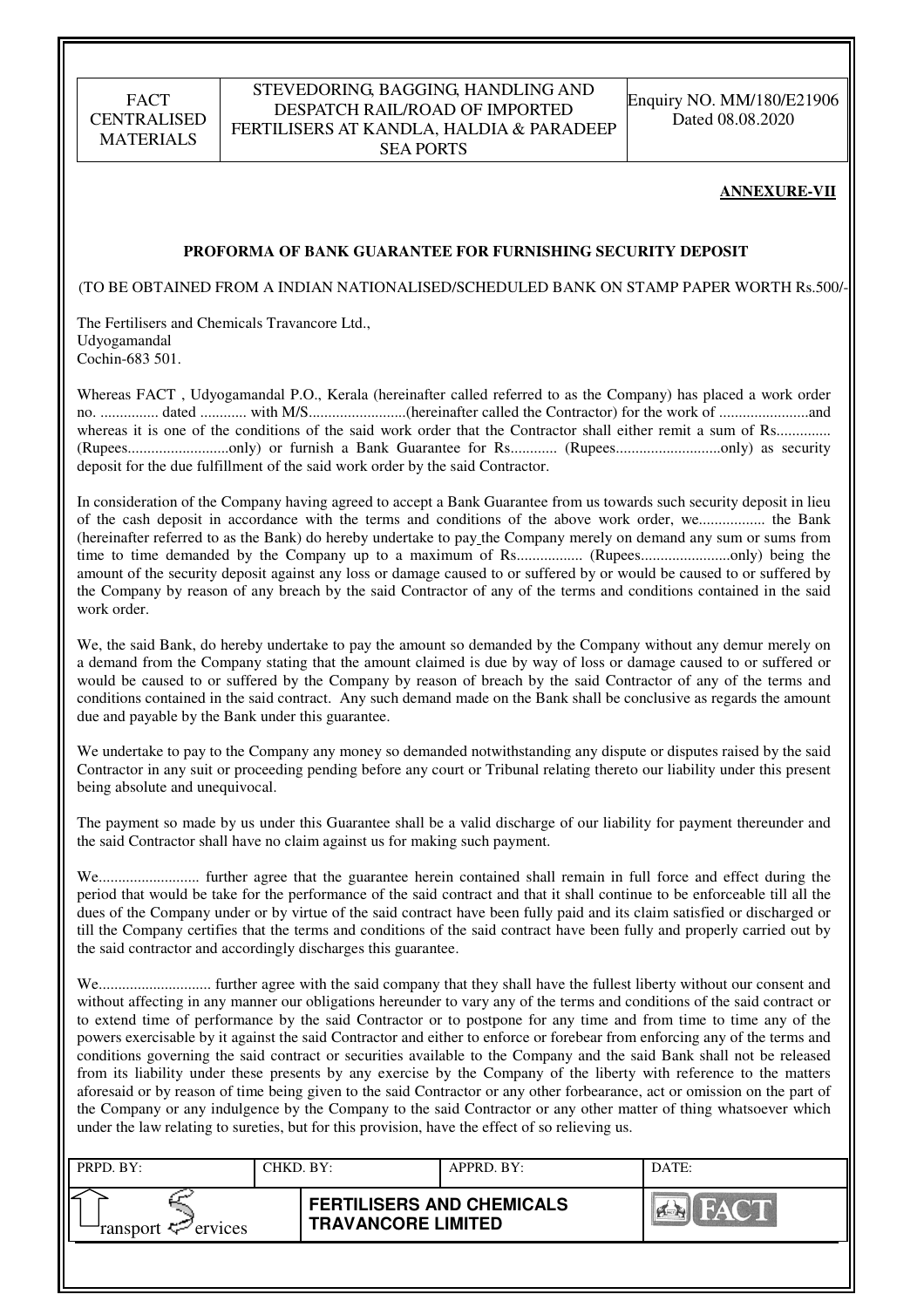**ANNEXURE-VII**

**PROFORMA OF BANK GUARANTEE FOR FURNISHING SECURITY DEPOSIT**

(TO BE OBTAINED FROM A INDIAN NATIONALISED/SCHEDULED BANK ON STAMP PAPER WORTH Rs.500/-

The Fertilisers and Chemicals Travancore Ltd.,
Udyogamandal
Cochin-683 501.

Whereas FACT , Udyogamandal P.O., Kerala (hereinafter called referred to as the Company) has placed a work order no. ............... dated ............ with M/S.........................(hereinafter called the Contractor) for the work of .......................and whereas it is one of the conditions of the said work order that the Contractor shall either remit a sum of Rs............. (Rupees..........................only) or furnish a Bank Guarantee for Rs............ (Rupees...........................only) as security deposit for the due fulfillment of the said work order by the said Contractor.

In consideration of the Company having agreed to accept a Bank Guarantee from us towards such security deposit in lieu of the cash deposit in accordance with the terms and conditions of the above work order, we................. the Bank (hereinafter referred to as the Bank) do hereby undertake to pay the Company merely on demand any sum or sums from time to time demanded by the Company up to a maximum of Rs................. (Rupees.......................only) being the amount of the security deposit against any loss or damage caused to or suffered by or would be caused to or suffered by the Company by reason of any breach by the said Contractor of any of the terms and conditions contained in the said work order.

We, the said Bank, do hereby undertake to pay the amount so demanded by the Company without any demur merely on a demand from the Company stating that the amount claimed is due by way of loss or damage caused to or suffered or would be caused to or suffered by the Company by reason of breach by the said Contractor of any of the terms and conditions contained in the said contract. Any such demand made on the Bank shall be conclusive as regards the amount due and payable by the Bank under this guarantee.

We undertake to pay to the Company any money so demanded notwithstanding any dispute or disputes raised by the said Contractor in any suit or proceeding pending before any court or Tribunal relating thereto our liability under this present being absolute and unequivocal.

The payment so made by us under this Guarantee shall be a valid discharge of our liability for payment thereunder and the said Contractor shall have no claim against us for making such payment.

We.......................... further agree that the guarantee herein contained shall remain in full force and effect during the period that would be take for the performance of the said contract and that it shall continue to be enforceable till all the dues of the Company under or by virtue of the said contract have been fully paid and its claim satisfied or discharged or till the Company certifies that the terms and conditions of the said contract have been fully and properly carried out by the said contractor and accordingly discharges this guarantee.

We............................ further agree with the said company that they shall have the fullest liberty without our consent and without affecting in any manner our obligations hereunder to vary any of the terms and conditions of the said contract or to extend time of performance by the said Contractor or to postpone for any time and from time to time any of the powers exercisable by it against the said Contractor and either to enforce or forebear from enforcing any of the terms and conditions governing the said contract or securities available to the Company and the said Bank shall not be released from its liability under these presents by any exercise by the Company of the liberty with reference to the matters aforesaid or by reason of time being given to the said Contractor or any other forbearance, act or omission on the part of the Company or any indulgence by the Company to the said Contractor or any other matter of thing whatsoever which under the law relating to sureties, but for this provision, have the effect of so relieving us.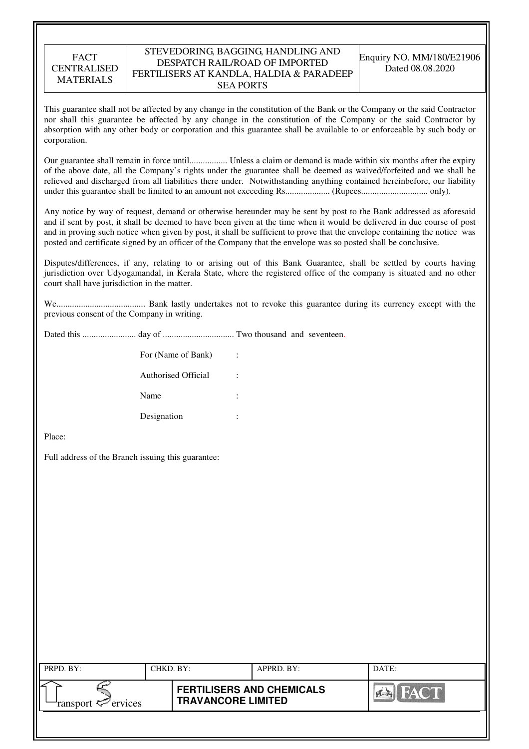This guarantee shall not be affected by any change in the constitution of the Bank or the Company or the said Contractor nor shall this guarantee be affected by any change in the constitution of the Company or the said Contractor by absorption with any other body or corporation and this guarantee shall be available to or enforceable by such body or corporation.

Our guarantee shall remain in force until................. Unless a claim or demand is made within six months after the expiry of the above date, all the Company's rights under the guarantee shall be deemed as waived/forfeited and we shall be relieved and discharged from all liabilities there under. Notwithstanding anything contained hereinbefore, our liability under this guarantee shall be limited to an amount not exceeding Rs.................... (Rupees.............................. only).

Any notice by way of request, demand or otherwise hereunder may be sent by post to the Bank addressed as aforesaid and if sent by post, it shall be deemed to have been given at the time when it would be delivered in due course of post and in proving such notice when given by post, it shall be sufficient to prove that the envelope containing the notice was posted and certificate signed by an officer of the Company that the envelope was so posted shall be conclusive.

Disputes/differences, if any, relating to or arising out of this Bank Guarantee, shall be settled by courts having jurisdiction over Udyogamandal, in Kerala State, where the registered office of the company is situated and no other court shall have jurisdiction in the matter.

We........................................ Bank lastly undertakes not to revoke this guarantee during its currency except with the previous consent of the Company in writing.

Dated this ........................ day of ................................ Two thousand and seventeen.

For (Name of Bank) :

Authorised Official :

Name :

Designation :

Place:

Full address of the Branch issuing this guarantee: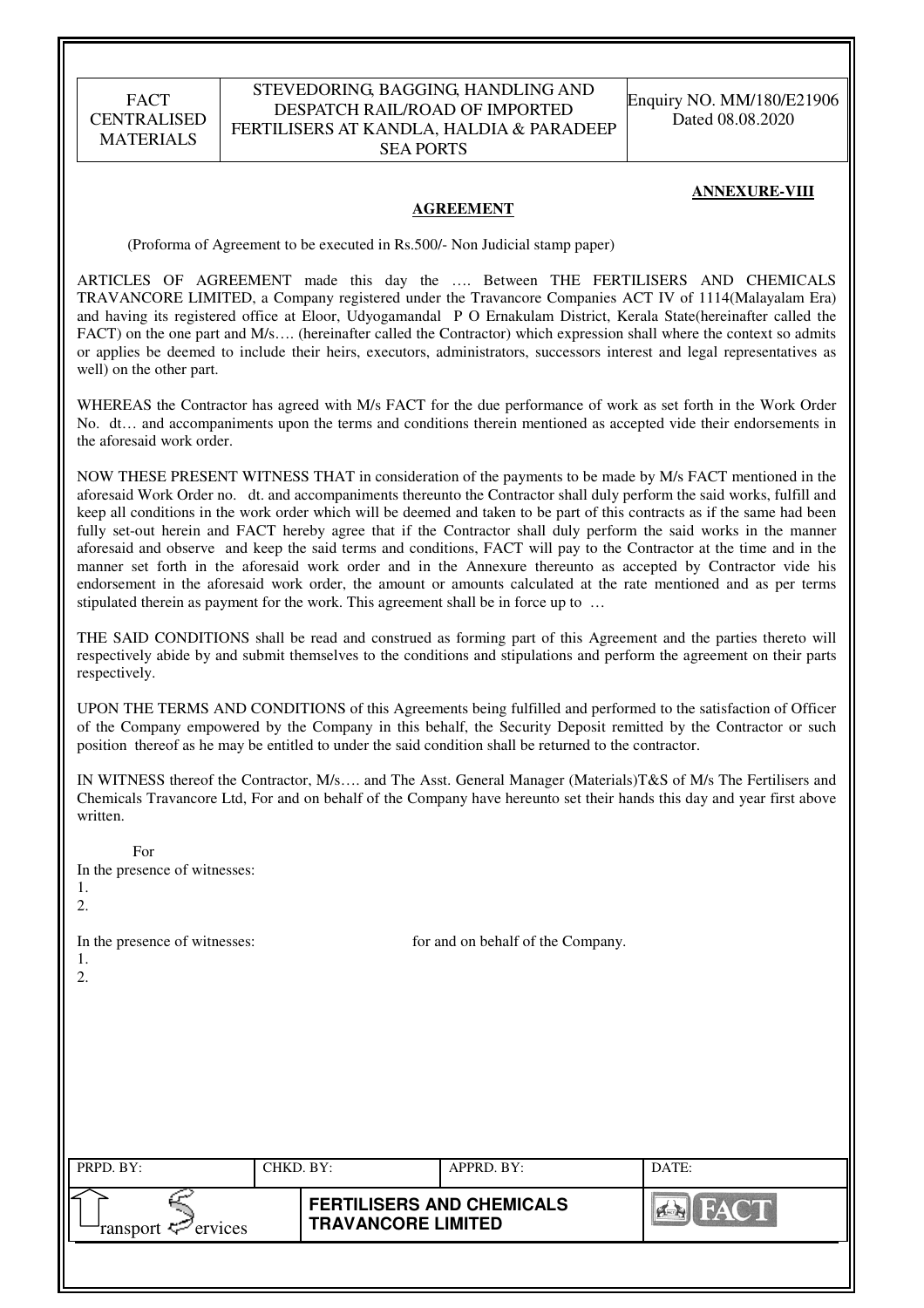**ANNEXURE-VIII**

## AGREEMENT

(Proforma of Agreement to be executed in Rs.500/- Non Judicial stamp paper)

ARTICLES OF AGREEMENT made this day the …. Between THE FERTILISERS AND CHEMICALS TRAVANCORE LIMITED, a Company registered under the Travancore Companies ACT IV of 1114(Malayalam Era) and having its registered office at Eloor, Udyogamandal P O Ernakulam District, Kerala State(hereinafter called the FACT) on the one part and M/s…. (hereinafter called the Contractor) which expression shall where the context so admits or applies be deemed to include their heirs, executors, administrators, successors interest and legal representatives as well) on the other part.

WHEREAS the Contractor has agreed with M/s FACT for the due performance of work as set forth in the Work Order No. dt… and accompaniments upon the terms and conditions therein mentioned as accepted vide their endorsements in the aforesaid work order.

NOW THESE PRESENT WITNESS THAT in consideration of the payments to be made by M/s FACT mentioned in the aforesaid Work Order no. dt. and accompaniments thereunto the Contractor shall duly perform the said works, fulfill and keep all conditions in the work order which will be deemed and taken to be part of this contracts as if the same had been fully set-out herein and FACT hereby agree that if the Contractor shall duly perform the said works in the manner aforesaid and observe and keep the said terms and conditions, FACT will pay to the Contractor at the time and in the manner set forth in the aforesaid work order and in the Annexure thereunto as accepted by Contractor vide his endorsement in the aforesaid work order, the amount or amounts calculated at the rate mentioned and as per terms stipulated therein as payment for the work. This agreement shall be in force up to …

THE SAID CONDITIONS shall be read and construed as forming part of this Agreement and the parties thereto will respectively abide by and submit themselves to the conditions and stipulations and perform the agreement on their parts respectively.

UPON THE TERMS AND CONDITIONS of this Agreements being fulfilled and performed to the satisfaction of Officer of the Company empowered by the Company in this behalf, the Security Deposit remitted by the Contractor or such position thereof as he may be entitled to under the said condition shall be returned to the contractor.

IN WITNESS thereof the Contractor, M/s…. and The Asst. General Manager (Materials)T&S of M/s The Fertilisers and Chemicals Travancore Ltd, For and on behalf of the Company have hereunto set their hands this day and year first above written.

For

In the presence of witnesses:

1.

2.

In the presence of witnesses: for and on behalf of the Company.

1.

2.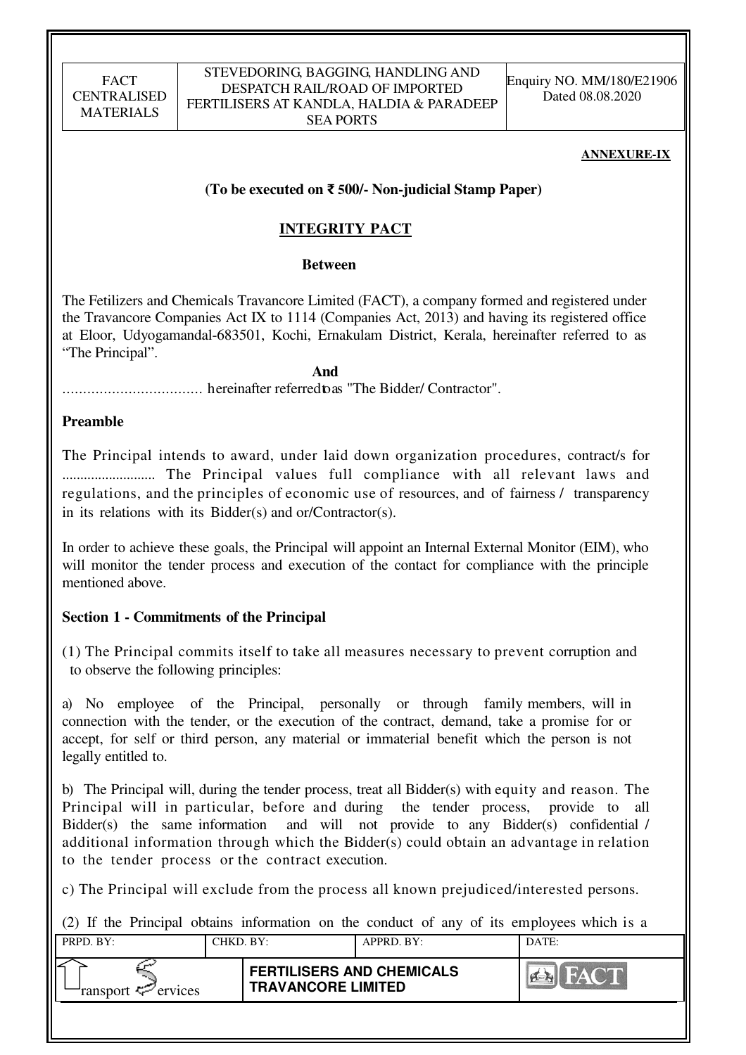**ANNEXURE-IX**

**(To be executed on ₹ 500/- Non-judicial Stamp Paper)**

## INTEGRITY PACT

**Between**

The Fetilizers and Chemicals Travancore Limited (FACT), a company formed and registered under the Travancore Companies Act IX to 1114 (Companies Act, 2013) and having its registered office at Eloor, Udyogamandal-683501, Kochi, Ernakulam District, Kerala, hereinafter referred to as "The Principal".

**And**

.................................. hereinafter referred to as "The Bidder/ Contractor".

**Preamble**

The Principal intends to award, under laid down organization procedures, contract/s for ......................... The Principal values full compliance with all relevant laws and regulations, and the principles of economic use of resources, and of fairness / transparency in its relations with its Bidder(s) and or/Contractor(s).

In order to achieve these goals, the Principal will appoint an Internal External Monitor (EIM), who will monitor the tender process and execution of the contact for compliance with the principle mentioned above.

**Section 1 - Commitments of the Principal**

(1) The Principal commits itself to take all measures necessary to prevent corruption and to observe the following principles:

a) No employee of the Principal, personally or through family members, will in connection with the tender, or the execution of the contract, demand, take a promise for or accept, for self or third person, any material or immaterial benefit which the person is not legally entitled to.

b) The Principal will, during the tender process, treat all Bidder(s) with equity and reason. The Principal will in particular, before and during the tender process, provide to all Bidder(s) the same information and will not provide to any Bidder(s) confidential / additional information through which the Bidder(s) could obtain an advantage in relation to the tender process or the contract execution.

c) The Principal will exclude from the process all known prejudiced/interested persons.

(2) If the Principal obtains information on the conduct of any of its employees which is a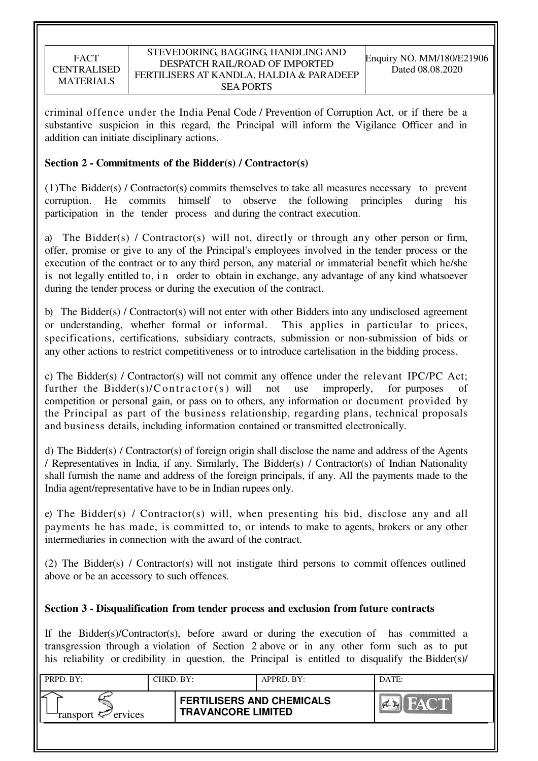criminal offence under the India Penal Code / Prevention of Corruption Act, or if there be a substantive suspicion in this regard, the Principal will inform the Vigilance Officer and in addition can initiate disciplinary actions.

**Section 2 - Commitments of the Bidder(s) / Contractor(s)**

(1)The Bidder(s) / Contractor(s) commits themselves to take all measures necessary to prevent corruption. He commits himself to observe the following principles during his participation in the tender process and during the contract execution.

a) The Bidder(s) / Contractor(s) will not, directly or through any other person or firm, offer, promise or give to any of the Principal's employees involved in the tender process or the execution of the contract or to any third person, any material or immaterial benefit which he/she is not legally entitled to, i n order to obtain in exchange, any advantage of any kind whatsoever during the tender process or during the execution of the contract.

b) The Bidder(s) / Contractor(s) will not enter with other Bidders into any undisclosed agreement or understanding, whether formal or informal. This applies in particular to prices, specifications, certifications, subsidiary contracts, submission or non-submission of bids or any other actions to restrict competitiveness or to introduce cartelisation in the bidding process.

c) The Bidder(s) / Contractor(s) will not commit any offence under the relevant IPC/PC Act; further the Bidder(s)/Contractor(s) will not use improperly, for purposes of competition or personal gain, or pass on to others, any information or document provided by the Principal as part of the business relationship, regarding plans, technical proposals and business details, including information contained or transmitted electronically.

d) The Bidder(s) / Contractor(s) of foreign origin shall disclose the name and address of the Agents / Representatives in India, if any. Similarly, The Bidder(s) / Contractor(s) of Indian Nationality shall furnish the name and address of the foreign principals, if any. All the payments made to the India agent/representative have to be in Indian rupees only.

e) The Bidder(s) / Contractor(s) will, when presenting his bid, disclose any and all payments he has made, is committed to, or intends to make to agents, brokers or any other intermediaries in connection with the award of the contract.

(2) The Bidder(s) / Contractor(s) will not instigate third persons to commit offences outlined above or be an accessory to such offences.

**Section 3 - Disqualification from tender process and exclusion from future contracts**

If the Bidder(s)/Contractor(s), before award or during the execution of has committed a transgression through a violation of Section 2 above or in any other form such as to put his reliability or credibility in question, the Principal is entitled to disqualify the Bidder(s)/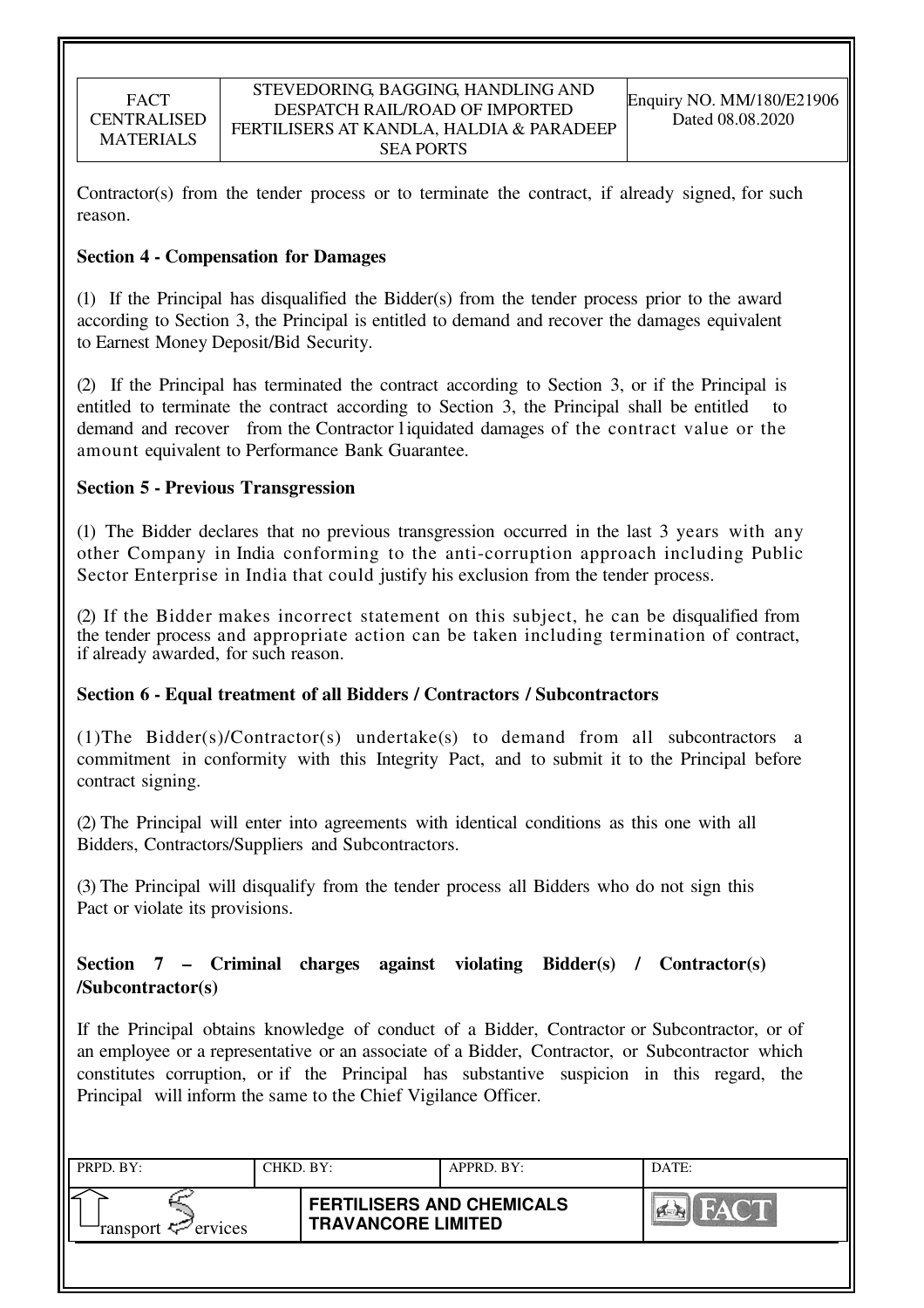Contractor(s) from the tender process or to terminate the contract, if already signed, for such reason.

**Section 4 - Compensation for Damages**

(1) If the Principal has disqualified the Bidder(s) from the tender process prior to the award according to Section 3, the Principal is entitled to demand and recover the damages equivalent to Earnest Money Deposit/Bid Security.

(2) If the Principal has terminated the contract according to Section 3, or if the Principal is entitled to terminate the contract according to Section 3, the Principal shall be entitled to demand and recover from the Contractor liquidated damages of the contract value or the amount equivalent to Performance Bank Guarantee.

**Section 5 - Previous Transgression**

(1) The Bidder declares that no previous transgression occurred in the last 3 years with any other Company in India conforming to the anti-corruption approach including Public Sector Enterprise in India that could justify his exclusion from the tender process.

(2) If the Bidder makes incorrect statement on this subject, he can be disqualified from the tender process and appropriate action can be taken including termination of contract, if already awarded, for such reason.

**Section 6 - Equal treatment of all Bidders / Contractors / Subcontractors**

(1)The Bidder(s)/Contractor(s) undertake(s) to demand from all subcontractors a commitment in conformity with this Integrity Pact, and to submit it to the Principal before contract signing.

(2) The Principal will enter into agreements with identical conditions as this one with all Bidders, Contractors/Suppliers and Subcontractors.

(3) The Principal will disqualify from the tender process all Bidders who do not sign this Pact or violate its provisions.

**Section 7 – Criminal charges against violating Bidder(s) / Contractor(s) /Subcontractor(s)**

If the Principal obtains knowledge of conduct of a Bidder, Contractor or Subcontractor, or of an employee or a representative or an associate of a Bidder, Contractor, or Subcontractor which constitutes corruption, or if the Principal has substantive suspicion in this regard, the Principal will inform the same to the Chief Vigilance Officer.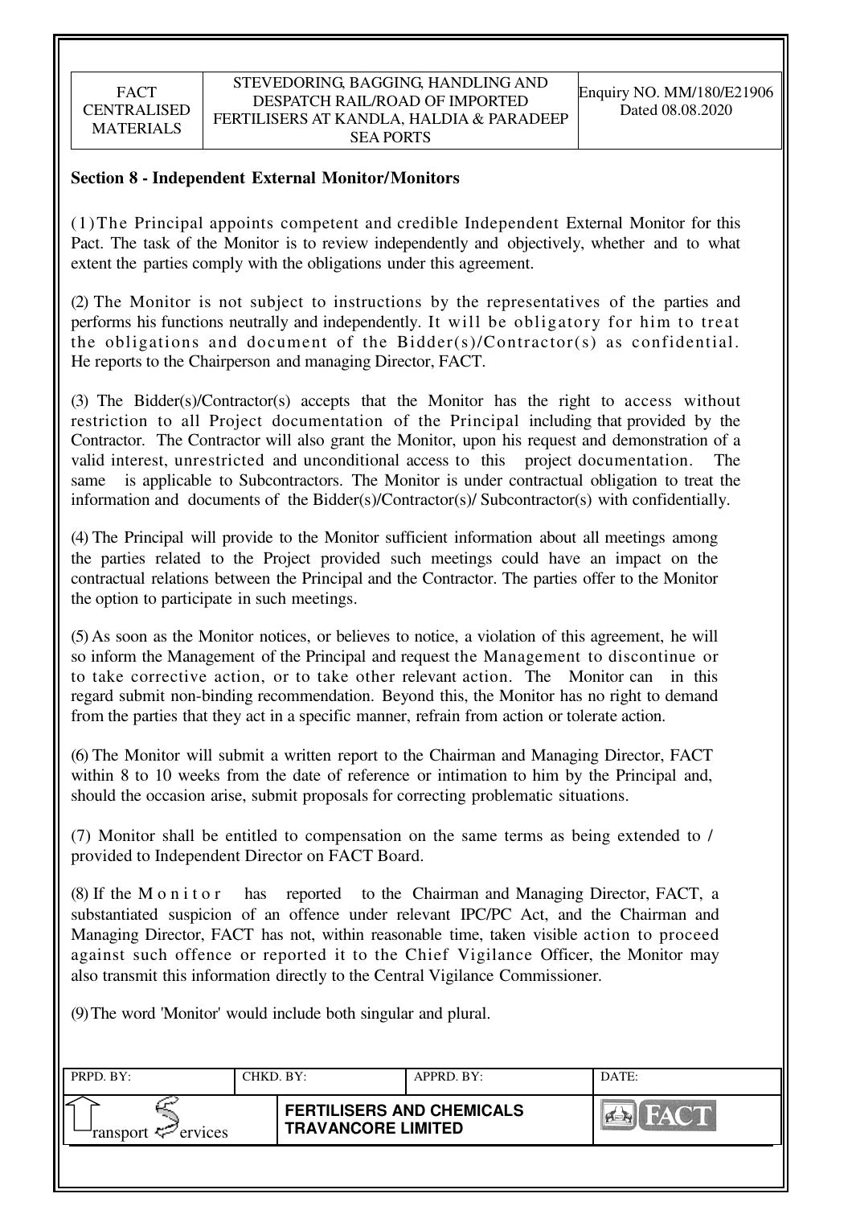## Section 8 - Independent External Monitor/Monitors

(1) The Principal appoints competent and credible Independent External Monitor for this Pact. The task of the Monitor is to review independently and objectively, whether and to what extent the parties comply with the obligations under this agreement.

(2) The Monitor is not subject to instructions by the representatives of the parties and performs his functions neutrally and independently. It will be obligatory for him to treat the obligations and document of the Bidder(s)/Contractor(s) as confidential. He reports to the Chairperson and managing Director, FACT.

(3) The Bidder(s)/Contractor(s) accepts that the Monitor has the right to access without restriction to all Project documentation of the Principal including that provided by the Contractor. The Contractor will also grant the Monitor, upon his request and demonstration of a valid interest, unrestricted and unconditional access to this project documentation. The same is applicable to Subcontractors. The Monitor is under contractual obligation to treat the information and documents of the Bidder(s)/Contractor(s)/ Subcontractor(s) with confidentially.

(4) The Principal will provide to the Monitor sufficient information about all meetings among the parties related to the Project provided such meetings could have an impact on the contractual relations between the Principal and the Contractor. The parties offer to the Monitor the option to participate in such meetings.

(5) As soon as the Monitor notices, or believes to notice, a violation of this agreement, he will so inform the Management of the Principal and request the Management to discontinue or to take corrective action, or to take other relevant action. The Monitor can in this regard submit non-binding recommendation. Beyond this, the Monitor has no right to demand from the parties that they act in a specific manner, refrain from action or tolerate action.

(6) The Monitor will submit a written report to the Chairman and Managing Director, FACT within 8 to 10 weeks from the date of reference or intimation to him by the Principal and, should the occasion arise, submit proposals for correcting problematic situations.

(7) Monitor shall be entitled to compensation on the same terms as being extended to / provided to Independent Director on FACT Board.

(8) If the Monitor has reported to the Chairman and Managing Director, FACT, a substantiated suspicion of an offence under relevant IPC/PC Act, and the Chairman and Managing Director, FACT has not, within reasonable time, taken visible action to proceed against such offence or reported it to the Chief Vigilance Officer, the Monitor may also transmit this information directly to the Central Vigilance Commissioner.

(9) The word 'Monitor' would include both singular and plural.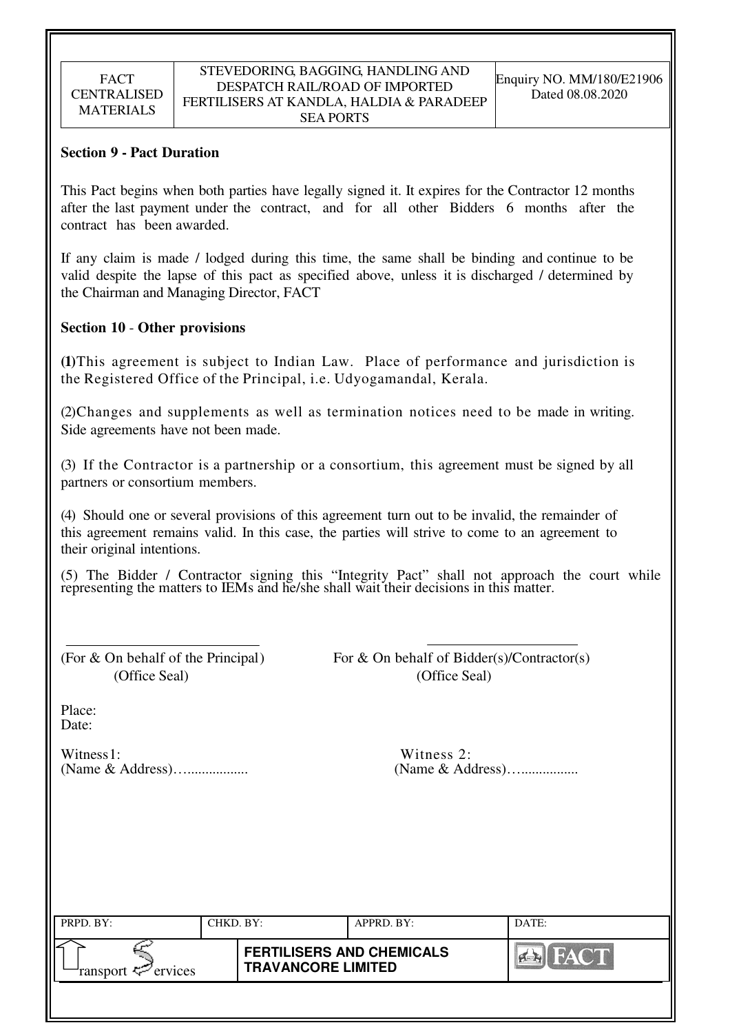**Section 9 - Pact Duration**

This Pact begins when both parties have legally signed it. It expires for the Contractor 12 months after the last payment under the contract, and for all other Bidders 6 months after the contract has been awarded.

If any claim is made / lodged during this time, the same shall be binding and continue to be valid despite the lapse of this pact as specified above, unless it is discharged / determined by the Chairman and Managing Director, FACT

**Section 10** - **Other provisions**

**(1)**This agreement is subject to Indian Law. Place of performance and jurisdiction is the Registered Office of the Principal, i.e. Udyogamandal, Kerala.

(2)Changes and supplements as well as termination notices need to be made in writing. Side agreements have not been made.

(3) If the Contractor is a partnership or a consortium, this agreement must be signed by all partners or consortium members.

(4) Should one or several provisions of this agreement turn out to be invalid, the remainder of this agreement remains valid. In this case, the parties will strive to come to an agreement to their original intentions.

(5) The Bidder / Contractor signing this "Integrity Pact" shall not approach the court while representing the matters to IEMs and he/she shall wait their decisions in this matter.

| | |
|---|---|
| ____________________________ | ______________________ |
| (For & On behalf of the Principal) | For & On behalf of Bidder(s)/Contractor(s) |
| (Office Seal) | (Office Seal) |

Place:
Date:

| | |
|---|---|
| Witness1: | Witness 2: |
| (Name & Address)…................. | (Name & Address)….............. |